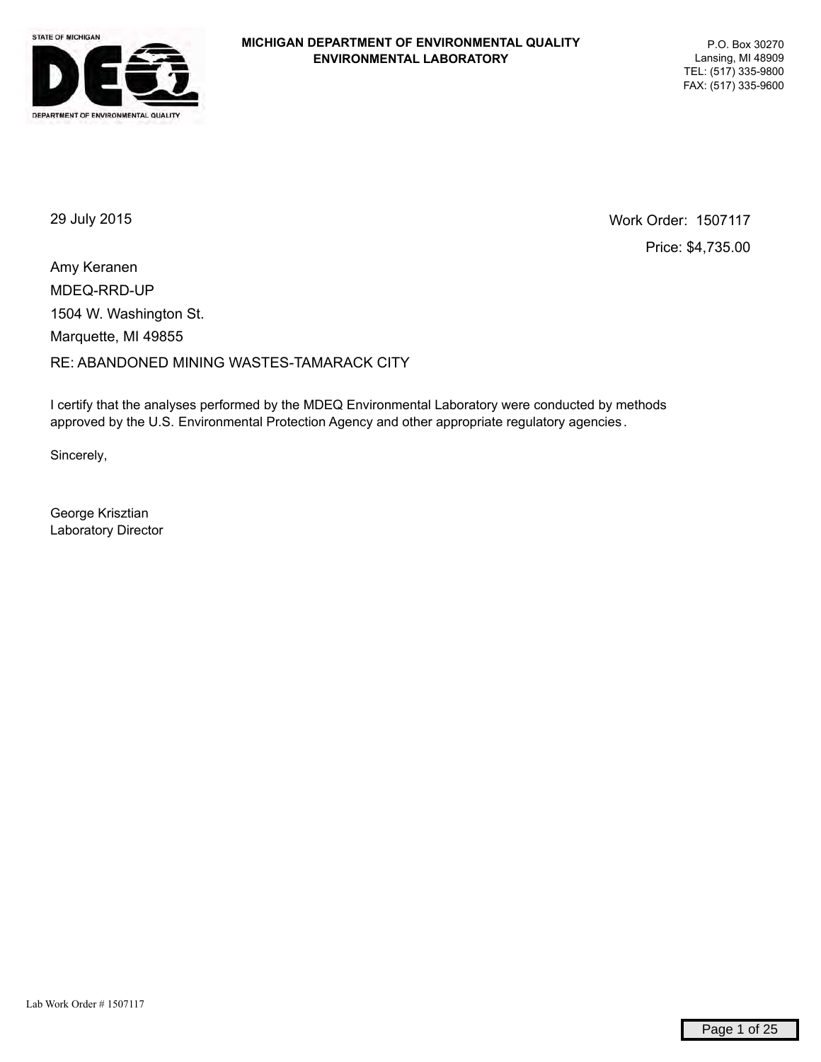STATE OF MICHIGAN

DEPARTMENT OF ENVIRONMENTAL QUALITY

**MICHIGAN DEPARTMENT OF ENVIRONMENTAL QUALITY**
**ENVIRONMENTAL LABORATORY**

P.O. Box 30270
Lansing, MI 48909
TEL: (517) 335-9800
FAX: (517) 335-9600

29 July 2015

Work Order: 1507117
Price: $4,735.00

Amy Keranen
MDEQ-RRD-UP
1504 W. Washington St.
Marquette, MI 49855

RE: ABANDONED MINING WASTES-TAMARACK CITY

I certify that the analyses performed by the MDEQ Environmental Laboratory were conducted by methods approved by the U.S. Environmental Protection Agency and other appropriate regulatory agencies.

Sincerely,

George Krisztian
Laboratory Director

Lab Work Order # 1507117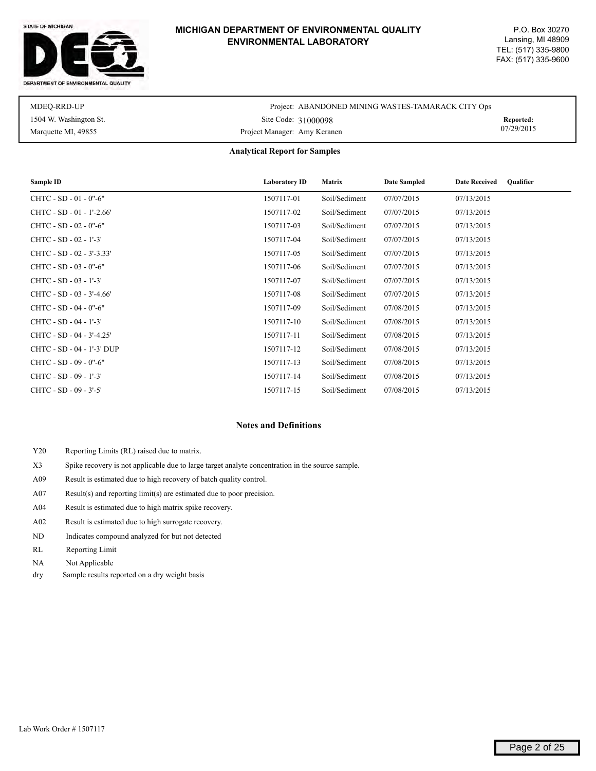**STATE OF MICHIGAN**

**DEPARTMENT OF ENVIRONMENTAL QUALITY**

# MICHIGAN DEPARTMENT OF ENVIRONMENTAL QUALITY
# ENVIRONMENTAL LABORATORY

P.O. Box 30270
Lansing, MI 48909
TEL: (517) 335-9800
FAX: (517) 335-9600

| | | |
|---|---|---|
| MDEQ-RRD-UP | Project: ABANDONED MINING WASTES-TAMARACK CITY Ops | |
| 1504 W. Washington St. | Site Code: 31000098 | **Reported:** |
| Marquette MI, 49855 | Project Manager: Amy Keranen | 07/29/2015 |

## Analytical Report for Samples

| Sample ID | Laboratory ID | Matrix | Date Sampled | Date Received | Qualifier |
|---|---|---|---|---|---|
| CHTC - SD - 01 - 0"-6" | 1507117-01 | Soil/Sediment | 07/07/2015 | 07/13/2015 | |
| CHTC - SD - 01 - 1'-2.66' | 1507117-02 | Soil/Sediment | 07/07/2015 | 07/13/2015 | |
| CHTC - SD - 02 - 0"-6" | 1507117-03 | Soil/Sediment | 07/07/2015 | 07/13/2015 | |
| CHTC - SD - 02 - 1'-3' | 1507117-04 | Soil/Sediment | 07/07/2015 | 07/13/2015 | |
| CHTC - SD - 02 - 3'-3.33' | 1507117-05 | Soil/Sediment | 07/07/2015 | 07/13/2015 | |
| CHTC - SD - 03 - 0"-6" | 1507117-06 | Soil/Sediment | 07/07/2015 | 07/13/2015 | |
| CHTC - SD - 03 - 1'-3' | 1507117-07 | Soil/Sediment | 07/07/2015 | 07/13/2015 | |
| CHTC - SD - 03 - 3'-4.66' | 1507117-08 | Soil/Sediment | 07/07/2015 | 07/13/2015 | |
| CHTC - SD - 04 - 0"-6" | 1507117-09 | Soil/Sediment | 07/08/2015 | 07/13/2015 | |
| CHTC - SD - 04 - 1'-3' | 1507117-10 | Soil/Sediment | 07/08/2015 | 07/13/2015 | |
| CHTC - SD - 04 - 3'-4.25' | 1507117-11 | Soil/Sediment | 07/08/2015 | 07/13/2015 | |
| CHTC - SD - 04 - 1'-3' DUP | 1507117-12 | Soil/Sediment | 07/08/2015 | 07/13/2015 | |
| CHTC - SD - 09 - 0"-6" | 1507117-13 | Soil/Sediment | 07/08/2015 | 07/13/2015 | |
| CHTC - SD - 09 - 1'-3' | 1507117-14 | Soil/Sediment | 07/08/2015 | 07/13/2015 | |
| CHTC - SD - 09 - 3'-5' | 1507117-15 | Soil/Sediment | 07/08/2015 | 07/13/2015 | |

## Notes and Definitions

| | |
|---|---|
| Y20 | Reporting Limits (RL) raised due to matrix. |
| X3 | Spike recovery is not applicable due to large target analyte concentration in the source sample. |
| A09 | Result is estimated due to high recovery of batch quality control. |
| A07 | Result(s) and reporting limit(s) are estimated due to poor precision. |
| A04 | Result is estimated due to high matrix spike recovery. |
| A02 | Result is estimated due to high surrogate recovery. |
| ND | Indicates compound analyzed for but not detected |
| RL | Reporting Limit |
| NA | Not Applicable |
| dry | Sample results reported on a dry weight basis |

Lab Work Order # 1507117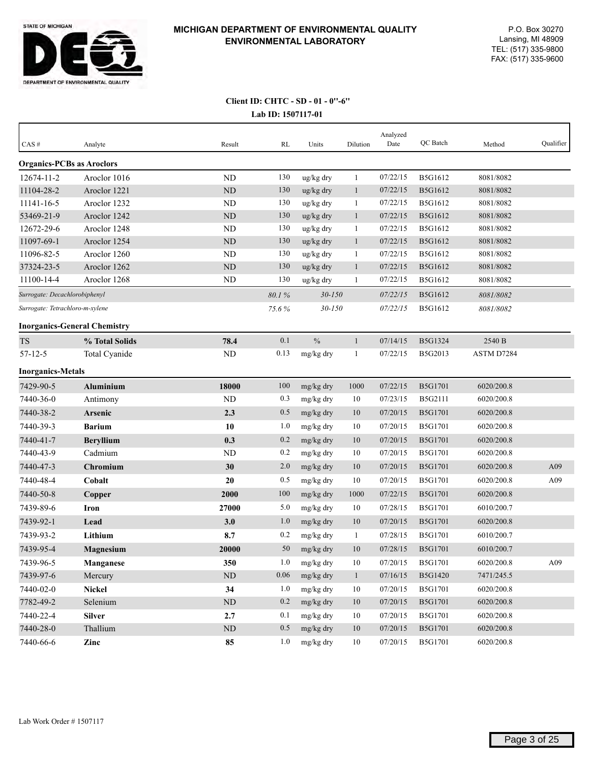# MICHIGAN DEPARTMENT OF ENVIRONMENTAL QUALITY
## ENVIRONMENTAL LABORATORY

P.O. Box 30270
Lansing, MI 48909
TEL: (517) 335-9800
FAX: (517) 335-9600

**Client ID: CHTC - SD - 01 - 0"-6"**

**Lab ID: 1507117-01**

| CAS # | Analyte | Result | RL | Units | Dilution | Analyzed Date | QC Batch | Method | Qualifier |
|---|---|---|---|---|---|---|---|---|---|
| **Organics-PCBs as Aroclors** | | | | | | | | | |
| 12674-11-2 | Aroclor 1016 | ND | 130 | ug/kg dry | 1 | 07/22/15 | B5G1612 | 8081/8082 | |
| 11104-28-2 | Aroclor 1221 | ND | 130 | ug/kg dry | 1 | 07/22/15 | B5G1612 | 8081/8082 | |
| 11141-16-5 | Aroclor 1232 | ND | 130 | ug/kg dry | 1 | 07/22/15 | B5G1612 | 8081/8082 | |
| 53469-21-9 | Aroclor 1242 | ND | 130 | ug/kg dry | 1 | 07/22/15 | B5G1612 | 8081/8082 | |
| 12672-29-6 | Aroclor 1248 | ND | 130 | ug/kg dry | 1 | 07/22/15 | B5G1612 | 8081/8082 | |
| 11097-69-1 | Aroclor 1254 | ND | 130 | ug/kg dry | 1 | 07/22/15 | B5G1612 | 8081/8082 | |
| 11096-82-5 | Aroclor 1260 | ND | 130 | ug/kg dry | 1 | 07/22/15 | B5G1612 | 8081/8082 | |
| 37324-23-5 | Aroclor 1262 | ND | 130 | ug/kg dry | 1 | 07/22/15 | B5G1612 | 8081/8082 | |
| 11100-14-4 | Aroclor 1268 | ND | 130 | ug/kg dry | 1 | 07/22/15 | B5G1612 | 8081/8082 | |
| *Surrogate: Decachlorobiphenyl* | | | *80.1 %* | *30-150* | | *07/22/15* | B5G1612 | *8081/8082* | |
| *Surrogate: Tetrachloro-m-xylene* | | | *75.6 %* | *30-150* | | *07/22/15* | B5G1612 | *8081/8082* | |
| **Inorganics-General Chemistry** | | | | | | | | | |
| TS | **% Total Solids** | **78.4** | 0.1 | % | 1 | 07/14/15 | B5G1324 | 2540 B | |
| 57-12-5 | Total Cyanide | ND | 0.13 | mg/kg dry | 1 | 07/22/15 | B5G2013 | ASTM D7284 | |
| **Inorganics-Metals** | | | | | | | | | |
| 7429-90-5 | **Aluminium** | **18000** | 100 | mg/kg dry | 1000 | 07/22/15 | B5G1701 | 6020/200.8 | |
| 7440-36-0 | Antimony | ND | 0.3 | mg/kg dry | 10 | 07/23/15 | B5G2111 | 6020/200.8 | |
| 7440-38-2 | **Arsenic** | **2.3** | 0.5 | mg/kg dry | 10 | 07/20/15 | B5G1701 | 6020/200.8 | |
| 7440-39-3 | **Barium** | **10** | 1.0 | mg/kg dry | 10 | 07/20/15 | B5G1701 | 6020/200.8 | |
| 7440-41-7 | **Beryllium** | **0.3** | 0.2 | mg/kg dry | 10 | 07/20/15 | B5G1701 | 6020/200.8 | |
| 7440-43-9 | Cadmium | ND | 0.2 | mg/kg dry | 10 | 07/20/15 | B5G1701 | 6020/200.8 | |
| 7440-47-3 | **Chromium** | **30** | 2.0 | mg/kg dry | 10 | 07/20/15 | B5G1701 | 6020/200.8 | A09 |
| 7440-48-4 | **Cobalt** | **20** | 0.5 | mg/kg dry | 10 | 07/20/15 | B5G1701 | 6020/200.8 | A09 |
| 7440-50-8 | **Copper** | **2000** | 100 | mg/kg dry | 1000 | 07/22/15 | B5G1701 | 6020/200.8 | |
| 7439-89-6 | **Iron** | **27000** | 5.0 | mg/kg dry | 10 | 07/28/15 | B5G1701 | 6010/200.7 | |
| 7439-92-1 | **Lead** | **3.0** | 1.0 | mg/kg dry | 10 | 07/20/15 | B5G1701 | 6020/200.8 | |
| 7439-93-2 | **Lithium** | **8.7** | 0.2 | mg/kg dry | 1 | 07/28/15 | B5G1701 | 6010/200.7 | |
| 7439-95-4 | **Magnesium** | **20000** | 50 | mg/kg dry | 10 | 07/28/15 | B5G1701 | 6010/200.7 | |
| 7439-96-5 | **Manganese** | **350** | 1.0 | mg/kg dry | 10 | 07/20/15 | B5G1701 | 6020/200.8 | A09 |
| 7439-97-6 | Mercury | ND | 0.06 | mg/kg dry | 1 | 07/16/15 | B5G1420 | 7471/245.5 | |
| 7440-02-0 | **Nickel** | **34** | 1.0 | mg/kg dry | 10 | 07/20/15 | B5G1701 | 6020/200.8 | |
| 7782-49-2 | Selenium | ND | 0.2 | mg/kg dry | 10 | 07/20/15 | B5G1701 | 6020/200.8 | |
| 7440-22-4 | **Silver** | **2.7** | 0.1 | mg/kg dry | 10 | 07/20/15 | B5G1701 | 6020/200.8 | |
| 7440-28-0 | Thallium | ND | 0.5 | mg/kg dry | 10 | 07/20/15 | B5G1701 | 6020/200.8 | |
| 7440-66-6 | **Zinc** | **85** | 1.0 | mg/kg dry | 10 | 07/20/15 | B5G1701 | 6020/200.8 | |

Lab Work Order # 1507117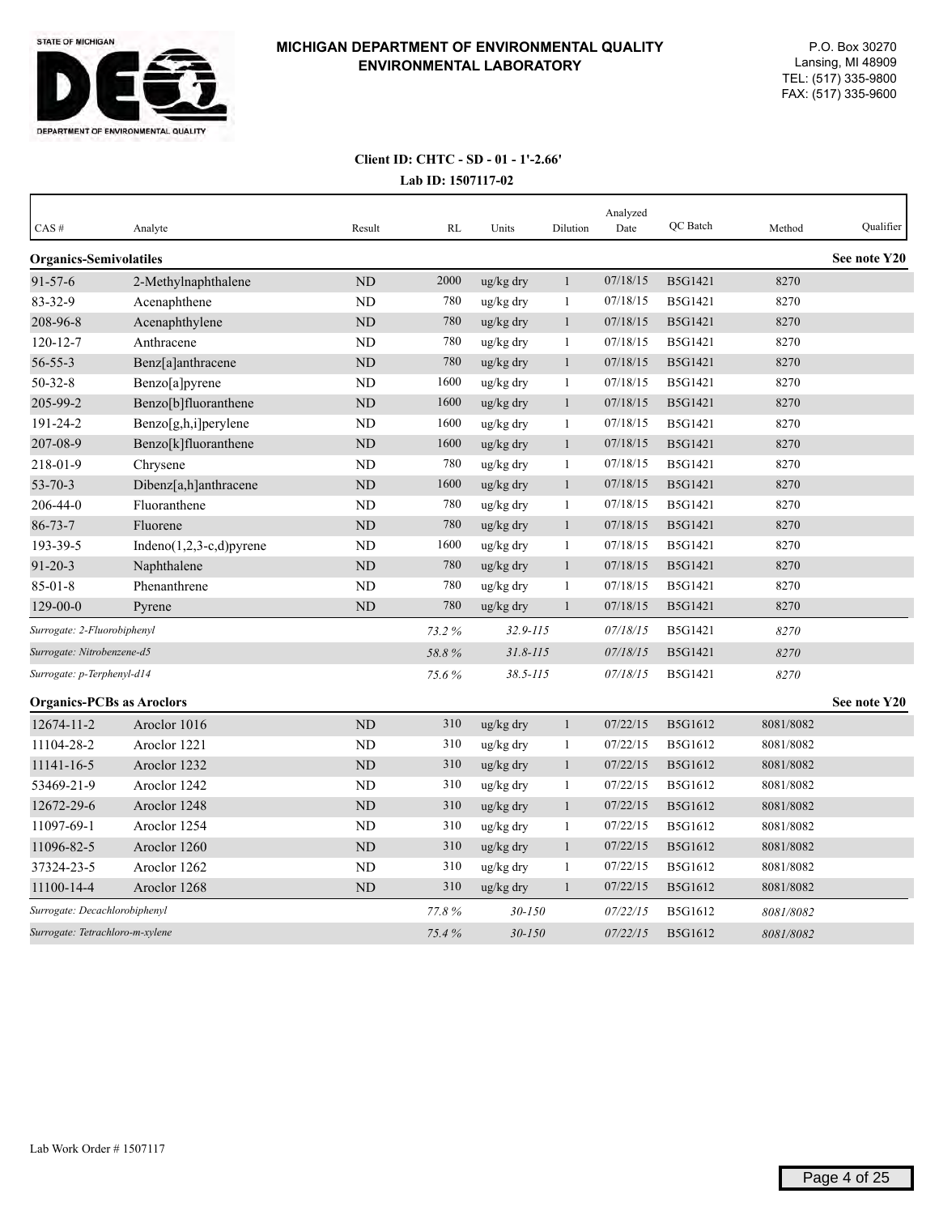**MICHIGAN DEPARTMENT OF ENVIRONMENTAL QUALITY**
**ENVIRONMENTAL LABORATORY**

P.O. Box 30270
Lansing, MI 48909
TEL: (517) 335-9800
FAX: (517) 335-9600

**Client ID: CHTC - SD - 01 - 1'-2.66'**
**Lab ID: 1507117-02**

| CAS # | Analyte | Result | RL | Units | Dilution | Analyzed Date | QC Batch | Method | Qualifier |
|---|---|---|---|---|---|---|---|---|---|
| **Organics-Semivolatiles** | | | | | | | | | **See note Y20** |
| 91-57-6 | 2-Methylnaphthalene | ND | 2000 | ug/kg dry | 1 | 07/18/15 | B5G1421 | 8270 | |
| 83-32-9 | Acenaphthene | ND | 780 | ug/kg dry | 1 | 07/18/15 | B5G1421 | 8270 | |
| 208-96-8 | Acenaphthylene | ND | 780 | ug/kg dry | 1 | 07/18/15 | B5G1421 | 8270 | |
| 120-12-7 | Anthracene | ND | 780 | ug/kg dry | 1 | 07/18/15 | B5G1421 | 8270 | |
| 56-55-3 | Benz[a]anthracene | ND | 780 | ug/kg dry | 1 | 07/18/15 | B5G1421 | 8270 | |
| 50-32-8 | Benzo[a]pyrene | ND | 1600 | ug/kg dry | 1 | 07/18/15 | B5G1421 | 8270 | |
| 205-99-2 | Benzo[b]fluoranthene | ND | 1600 | ug/kg dry | 1 | 07/18/15 | B5G1421 | 8270 | |
| 191-24-2 | Benzo[g,h,i]perylene | ND | 1600 | ug/kg dry | 1 | 07/18/15 | B5G1421 | 8270 | |
| 207-08-9 | Benzo[k]fluoranthene | ND | 1600 | ug/kg dry | 1 | 07/18/15 | B5G1421 | 8270 | |
| 218-01-9 | Chrysene | ND | 780 | ug/kg dry | 1 | 07/18/15 | B5G1421 | 8270 | |
| 53-70-3 | Dibenz[a,h]anthracene | ND | 1600 | ug/kg dry | 1 | 07/18/15 | B5G1421 | 8270 | |
| 206-44-0 | Fluoranthene | ND | 780 | ug/kg dry | 1 | 07/18/15 | B5G1421 | 8270 | |
| 86-73-7 | Fluorene | ND | 780 | ug/kg dry | 1 | 07/18/15 | B5G1421 | 8270 | |
| 193-39-5 | Indeno(1,2,3-c,d)pyrene | ND | 1600 | ug/kg dry | 1 | 07/18/15 | B5G1421 | 8270 | |
| 91-20-3 | Naphthalene | ND | 780 | ug/kg dry | 1 | 07/18/15 | B5G1421 | 8270 | |
| 85-01-8 | Phenanthrene | ND | 780 | ug/kg dry | 1 | 07/18/15 | B5G1421 | 8270 | |
| 129-00-0 | Pyrene | ND | 780 | ug/kg dry | 1 | 07/18/15 | B5G1421 | 8270 | |
| *Surrogate: 2-Fluorobiphenyl* | | | *73.2 %* | *32.9-115* | | *07/18/15* | B5G1421 | *8270* | |
| *Surrogate: Nitrobenzene-d5* | | | *58.8 %* | *31.8-115* | | *07/18/15* | B5G1421 | *8270* | |
| *Surrogate: p-Terphenyl-d14* | | | *75.6 %* | *38.5-115* | | *07/18/15* | B5G1421 | *8270* | |
| **Organics-PCBs as Aroclors** | | | | | | | | | **See note Y20** |
| 12674-11-2 | Aroclor 1016 | ND | 310 | ug/kg dry | 1 | 07/22/15 | B5G1612 | 8081/8082 | |
| 11104-28-2 | Aroclor 1221 | ND | 310 | ug/kg dry | 1 | 07/22/15 | B5G1612 | 8081/8082 | |
| 11141-16-5 | Aroclor 1232 | ND | 310 | ug/kg dry | 1 | 07/22/15 | B5G1612 | 8081/8082 | |
| 53469-21-9 | Aroclor 1242 | ND | 310 | ug/kg dry | 1 | 07/22/15 | B5G1612 | 8081/8082 | |
| 12672-29-6 | Aroclor 1248 | ND | 310 | ug/kg dry | 1 | 07/22/15 | B5G1612 | 8081/8082 | |
| 11097-69-1 | Aroclor 1254 | ND | 310 | ug/kg dry | 1 | 07/22/15 | B5G1612 | 8081/8082 | |
| 11096-82-5 | Aroclor 1260 | ND | 310 | ug/kg dry | 1 | 07/22/15 | B5G1612 | 8081/8082 | |
| 37324-23-5 | Aroclor 1262 | ND | 310 | ug/kg dry | 1 | 07/22/15 | B5G1612 | 8081/8082 | |
| 11100-14-4 | Aroclor 1268 | ND | 310 | ug/kg dry | 1 | 07/22/15 | B5G1612 | 8081/8082 | |
| *Surrogate: Decachlorobiphenyl* | | | *77.8 %* | *30-150* | | *07/22/15* | B5G1612 | *8081/8082* | |
| *Surrogate: Tetrachloro-m-xylene* | | | *75.4 %* | *30-150* | | *07/22/15* | B5G1612 | *8081/8082* | |

Lab Work Order # 1507117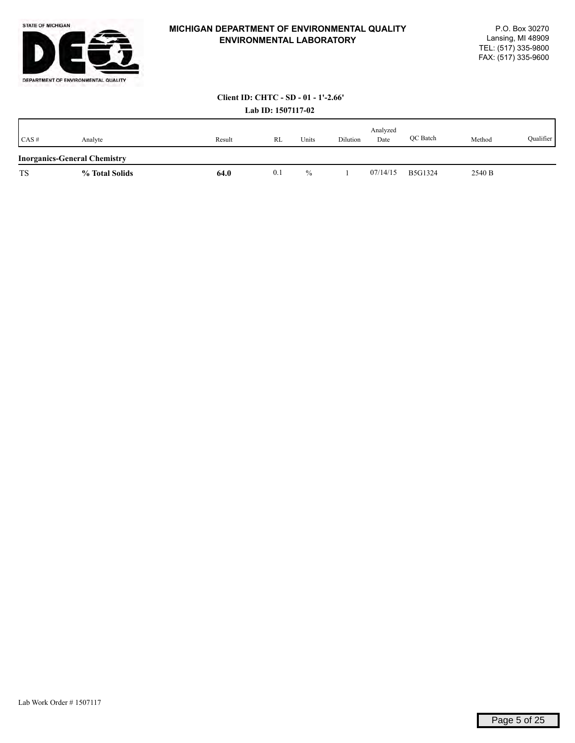**MICHIGAN DEPARTMENT OF ENVIRONMENTAL QUALITY**
**ENVIRONMENTAL LABORATORY**

P.O. Box 30270
Lansing, MI 48909
TEL: (517) 335-9800
FAX: (517) 335-9600

**Client ID: CHTC - SD - 01 - 1'-2.66'**

**Lab ID: 1507117-02**

| CAS # | Analyte | Result | RL | Units | Dilution | Analyzed Date | QC Batch | Method | Qualifier |
|---|---|---|---|---|---|---|---|---|---|
| **Inorganics-General Chemistry** | | | | | | | | | |
| TS | **% Total Solids** | **64.0** | 0.1 | % | 1 | 07/14/15 | B5G1324 | 2540 B | |

Lab Work Order # 1507117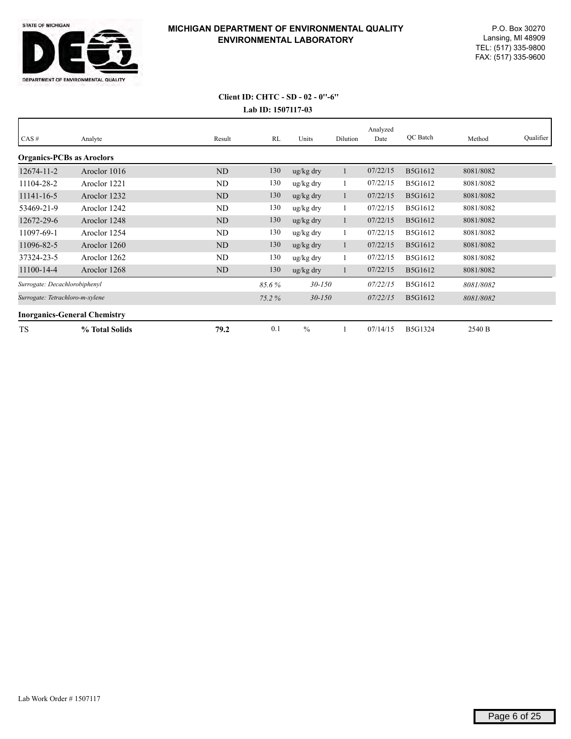**MICHIGAN DEPARTMENT OF ENVIRONMENTAL QUALITY**
**ENVIRONMENTAL LABORATORY**

P.O. Box 30270
Lansing, MI 48909
TEL: (517) 335-9800
FAX: (517) 335-9600

**Client ID: CHTC - SD - 02 - 0"-6"**
**Lab ID: 1507117-03**

| CAS # | Analyte | Result | RL | Units | Dilution | Analyzed Date | QC Batch | Method | Qualifier |
|---|---|---|---|---|---|---|---|---|---|
| **Organics-PCBs as Aroclors** | | | | | | | | | |
| 12674-11-2 | Aroclor 1016 | ND | 130 | ug/kg dry | 1 | 07/22/15 | B5G1612 | 8081/8082 | |
| 11104-28-2 | Aroclor 1221 | ND | 130 | ug/kg dry | 1 | 07/22/15 | B5G1612 | 8081/8082 | |
| 11141-16-5 | Aroclor 1232 | ND | 130 | ug/kg dry | 1 | 07/22/15 | B5G1612 | 8081/8082 | |
| 53469-21-9 | Aroclor 1242 | ND | 130 | ug/kg dry | 1 | 07/22/15 | B5G1612 | 8081/8082 | |
| 12672-29-6 | Aroclor 1248 | ND | 130 | ug/kg dry | 1 | 07/22/15 | B5G1612 | 8081/8082 | |
| 11097-69-1 | Aroclor 1254 | ND | 130 | ug/kg dry | 1 | 07/22/15 | B5G1612 | 8081/8082 | |
| 11096-82-5 | Aroclor 1260 | ND | 130 | ug/kg dry | 1 | 07/22/15 | B5G1612 | 8081/8082 | |
| 37324-23-5 | Aroclor 1262 | ND | 130 | ug/kg dry | 1 | 07/22/15 | B5G1612 | 8081/8082 | |
| 11100-14-4 | Aroclor 1268 | ND | 130 | ug/kg dry | 1 | 07/22/15 | B5G1612 | 8081/8082 | |
| *Surrogate: Decachlorobiphenyl* | | | *85.6 %* | *30-150* | | *07/22/15* | B5G1612 | *8081/8082* | |
| *Surrogate: Tetrachloro-m-xylene* | | | *75.2 %* | *30-150* | | *07/22/15* | B5G1612 | *8081/8082* | |
| **Inorganics-General Chemistry** | | | | | | | | | |
| TS | **% Total Solids** | **79.2** | 0.1 | % | 1 | 07/14/15 | B5G1324 | 2540 B | |

Lab Work Order # 1507117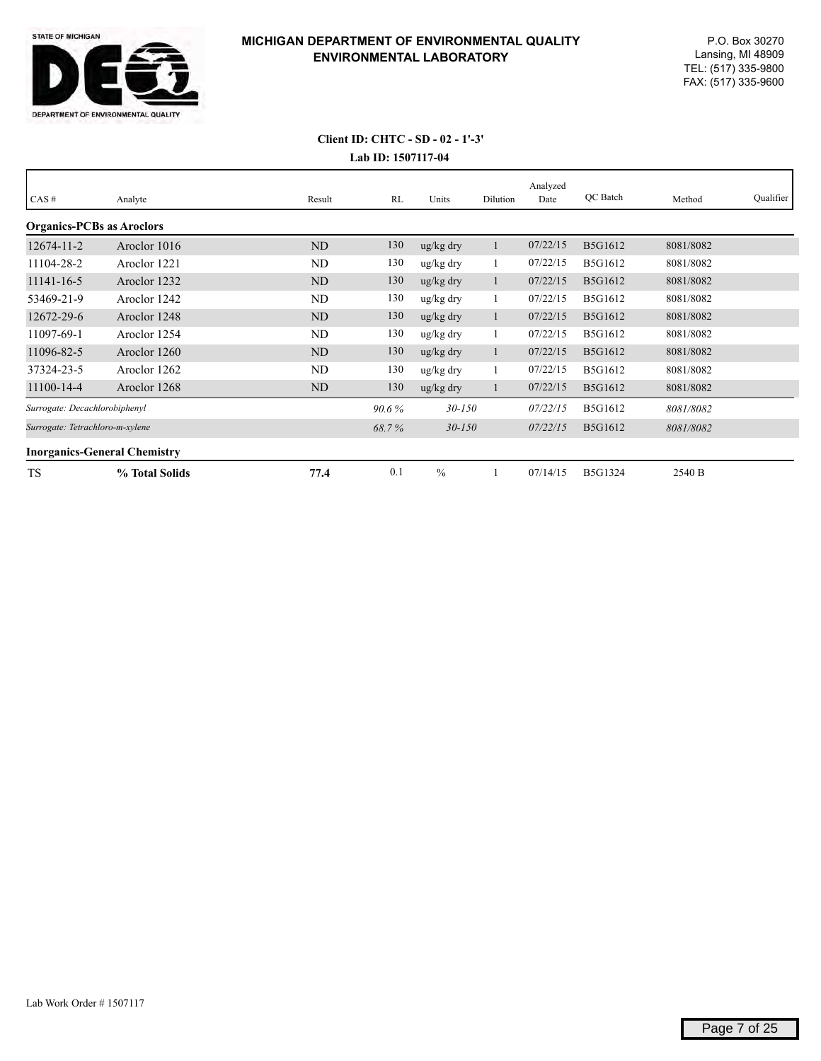**MICHIGAN DEPARTMENT OF ENVIRONMENTAL QUALITY**
**ENVIRONMENTAL LABORATORY**

STATE OF MICHIGAN
DEPARTMENT OF ENVIRONMENTAL QUALITY

P.O. Box 30270
Lansing, MI 48909
TEL: (517) 335-9800
FAX: (517) 335-9600

**Client ID: CHTC - SD - 02 - 1'-3'**
**Lab ID: 1507117-04**

| CAS # | Analyte | Result | RL | Units | Dilution | Analyzed Date | QC Batch | Method | Qualifier |
|---|---|---|---|---|---|---|---|---|---|
| **Organics-PCBs as Aroclors** | | | | | | | | | |
| 12674-11-2 | Aroclor 1016 | ND | 130 | ug/kg dry | 1 | 07/22/15 | B5G1612 | 8081/8082 | |
| 11104-28-2 | Aroclor 1221 | ND | 130 | ug/kg dry | 1 | 07/22/15 | B5G1612 | 8081/8082 | |
| 11141-16-5 | Aroclor 1232 | ND | 130 | ug/kg dry | 1 | 07/22/15 | B5G1612 | 8081/8082 | |
| 53469-21-9 | Aroclor 1242 | ND | 130 | ug/kg dry | 1 | 07/22/15 | B5G1612 | 8081/8082 | |
| 12672-29-6 | Aroclor 1248 | ND | 130 | ug/kg dry | 1 | 07/22/15 | B5G1612 | 8081/8082 | |
| 11097-69-1 | Aroclor 1254 | ND | 130 | ug/kg dry | 1 | 07/22/15 | B5G1612 | 8081/8082 | |
| 11096-82-5 | Aroclor 1260 | ND | 130 | ug/kg dry | 1 | 07/22/15 | B5G1612 | 8081/8082 | |
| 37324-23-5 | Aroclor 1262 | ND | 130 | ug/kg dry | 1 | 07/22/15 | B5G1612 | 8081/8082 | |
| 11100-14-4 | Aroclor 1268 | ND | 130 | ug/kg dry | 1 | 07/22/15 | B5G1612 | 8081/8082 | |
| *Surrogate: Decachlorobiphenyl* | | | *90.6 %* | *30-150* | | *07/22/15* | B5G1612 | *8081/8082* | |
| *Surrogate: Tetrachloro-m-xylene* | | | *68.7 %* | *30-150* | | *07/22/15* | B5G1612 | *8081/8082* | |
| **Inorganics-General Chemistry** | | | | | | | | | |
| TS | **% Total Solids** | **77.4** | 0.1 | % | 1 | 07/14/15 | B5G1324 | 2540 B | |

Lab Work Order # 1507117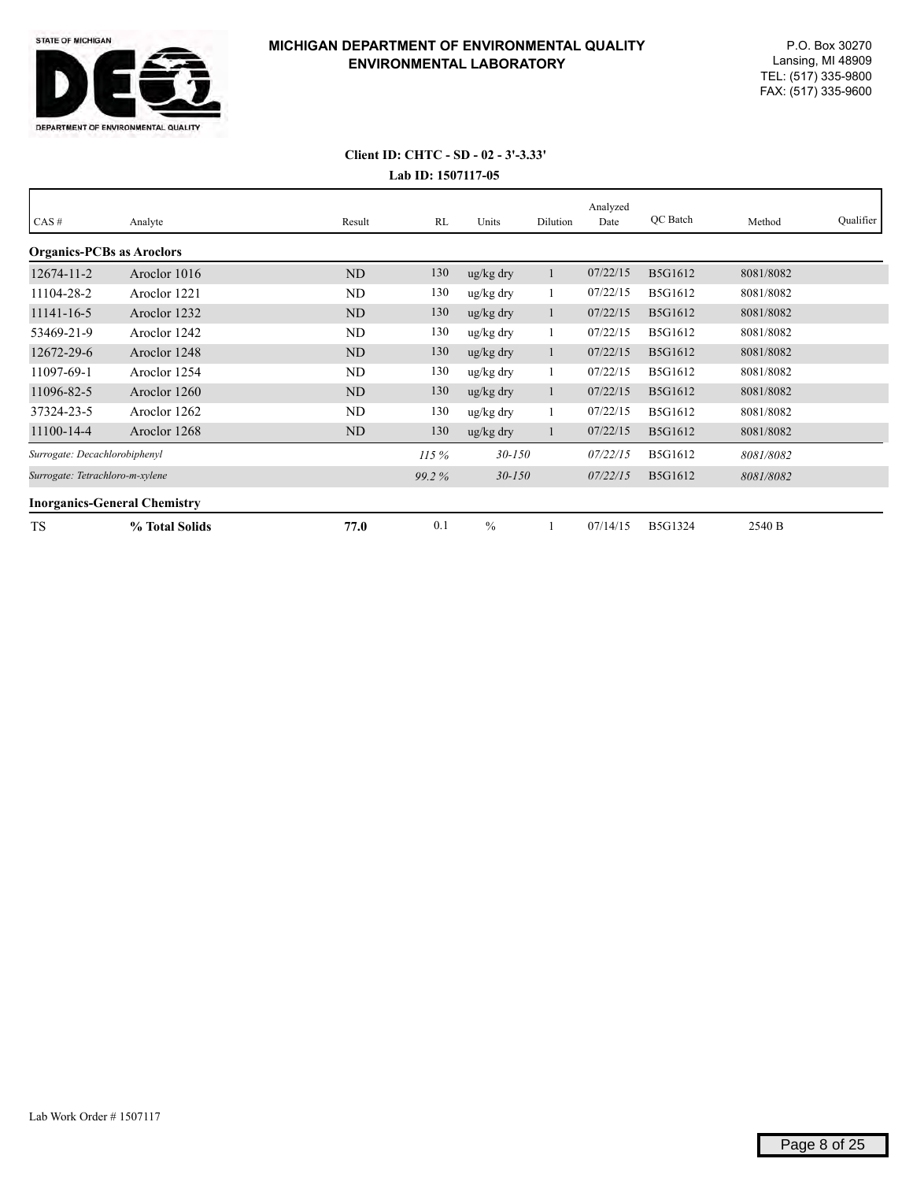**STATE OF MICHIGAN**
**DEPARTMENT OF ENVIRONMENTAL QUALITY**

## MICHIGAN DEPARTMENT OF ENVIRONMENTAL QUALITY ENVIRONMENTAL LABORATORY

P.O. Box 30270
Lansing, MI 48909
TEL: (517) 335-9800
FAX: (517) 335-9600

**Client ID: CHTC - SD - 02 - 3'-3.33'**
**Lab ID: 1507117-05**

| CAS # | Analyte | Result | RL | Units | Dilution | Analyzed Date | QC Batch | Method | Qualifier |
|---|---|---|---|---|---|---|---|---|---|
| **Organics-PCBs as Aroclors** | | | | | | | | | |
| 12674-11-2 | Aroclor 1016 | ND | 130 | ug/kg dry | 1 | 07/22/15 | B5G1612 | 8081/8082 | |
| 11104-28-2 | Aroclor 1221 | ND | 130 | ug/kg dry | 1 | 07/22/15 | B5G1612 | 8081/8082 | |
| 11141-16-5 | Aroclor 1232 | ND | 130 | ug/kg dry | 1 | 07/22/15 | B5G1612 | 8081/8082 | |
| 53469-21-9 | Aroclor 1242 | ND | 130 | ug/kg dry | 1 | 07/22/15 | B5G1612 | 8081/8082 | |
| 12672-29-6 | Aroclor 1248 | ND | 130 | ug/kg dry | 1 | 07/22/15 | B5G1612 | 8081/8082 | |
| 11097-69-1 | Aroclor 1254 | ND | 130 | ug/kg dry | 1 | 07/22/15 | B5G1612 | 8081/8082 | |
| 11096-82-5 | Aroclor 1260 | ND | 130 | ug/kg dry | 1 | 07/22/15 | B5G1612 | 8081/8082 | |
| 37324-23-5 | Aroclor 1262 | ND | 130 | ug/kg dry | 1 | 07/22/15 | B5G1612 | 8081/8082 | |
| 11100-14-4 | Aroclor 1268 | ND | 130 | ug/kg dry | 1 | 07/22/15 | B5G1612 | 8081/8082 | |
| *Surrogate: Decachlorobiphenyl* | | | *115 %* | *30-150* | | *07/22/15* | B5G1612 | *8081/8082* | |
| *Surrogate: Tetrachloro-m-xylene* | | | *99.2 %* | *30-150* | | *07/22/15* | B5G1612 | *8081/8082* | |
| **Inorganics-General Chemistry** | | | | | | | | | |
| TS | **% Total Solids** | **77.0** | 0.1 | % | 1 | 07/14/15 | B5G1324 | 2540 B | |

Lab Work Order # 1507117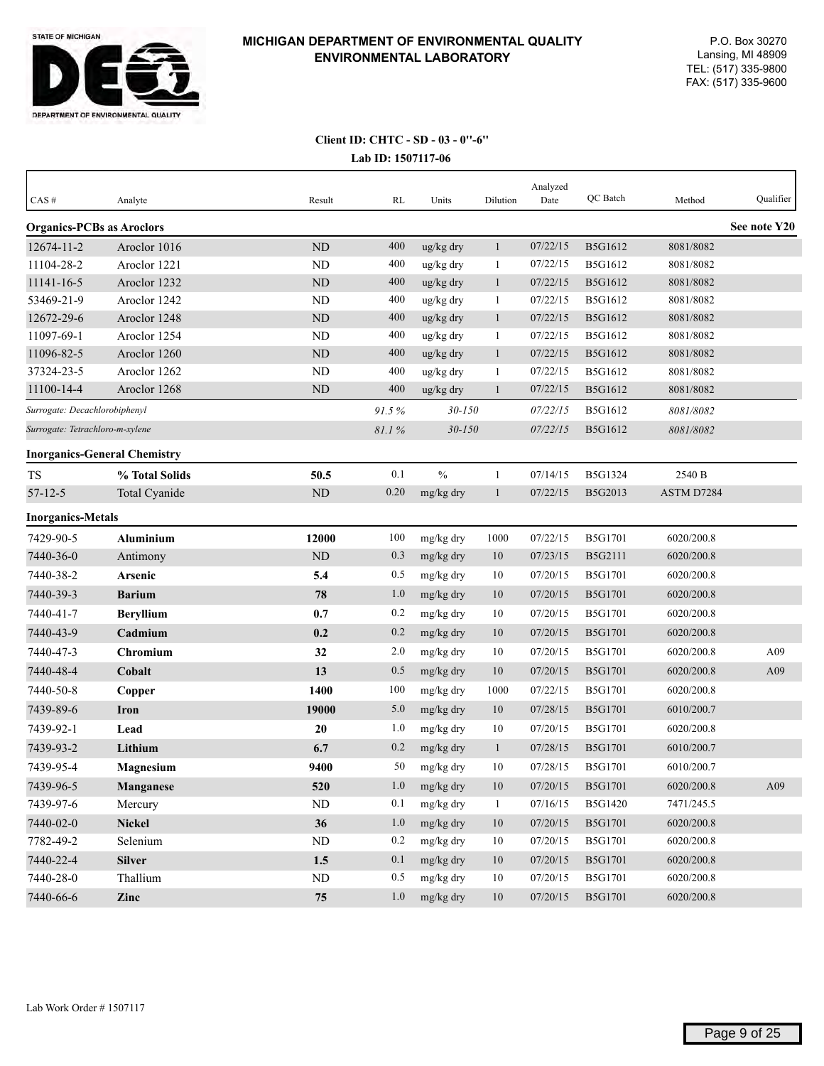**MICHIGAN DEPARTMENT OF ENVIRONMENTAL QUALITY**
**ENVIRONMENTAL LABORATORY**

P.O. Box 30270
Lansing, MI 48909
TEL: (517) 335-9800
FAX: (517) 335-9600

**Client ID: CHTC - SD - 03 - 0"-6"**
**Lab ID: 1507117-06**

| CAS # | Analyte | Result | RL | Units | Dilution | Analyzed Date | QC Batch | Method | Qualifier |
|---|---|---|---|---|---|---|---|---|---|
| **Organics-PCBs as Aroclors** | | | | | | | | | **See note Y20** |
| 12674-11-2 | Aroclor 1016 | ND | 400 | ug/kg dry | 1 | 07/22/15 | B5G1612 | 8081/8082 | |
| 11104-28-2 | Aroclor 1221 | ND | 400 | ug/kg dry | 1 | 07/22/15 | B5G1612 | 8081/8082 | |
| 11141-16-5 | Aroclor 1232 | ND | 400 | ug/kg dry | 1 | 07/22/15 | B5G1612 | 8081/8082 | |
| 53469-21-9 | Aroclor 1242 | ND | 400 | ug/kg dry | 1 | 07/22/15 | B5G1612 | 8081/8082 | |
| 12672-29-6 | Aroclor 1248 | ND | 400 | ug/kg dry | 1 | 07/22/15 | B5G1612 | 8081/8082 | |
| 11097-69-1 | Aroclor 1254 | ND | 400 | ug/kg dry | 1 | 07/22/15 | B5G1612 | 8081/8082 | |
| 11096-82-5 | Aroclor 1260 | ND | 400 | ug/kg dry | 1 | 07/22/15 | B5G1612 | 8081/8082 | |
| 37324-23-5 | Aroclor 1262 | ND | 400 | ug/kg dry | 1 | 07/22/15 | B5G1612 | 8081/8082 | |
| 11100-14-4 | Aroclor 1268 | ND | 400 | ug/kg dry | 1 | 07/22/15 | B5G1612 | 8081/8082 | |
| *Surrogate: Decachlorobiphenyl* | | | *91.5 %* | *30-150* | | *07/22/15* | B5G1612 | *8081/8082* | |
| *Surrogate: Tetrachloro-m-xylene* | | | *81.1 %* | *30-150* | | *07/22/15* | B5G1612 | *8081/8082* | |
| **Inorganics-General Chemistry** | | | | | | | | | |
| TS | **% Total Solids** | **50.5** | 0.1 | % | 1 | 07/14/15 | B5G1324 | 2540 B | |
| 57-12-5 | Total Cyanide | ND | 0.20 | mg/kg dry | 1 | 07/22/15 | B5G2013 | ASTM D7284 | |
| **Inorganics-Metals** | | | | | | | | | |
| 7429-90-5 | **Aluminium** | **12000** | 100 | mg/kg dry | 1000 | 07/22/15 | B5G1701 | 6020/200.8 | |
| 7440-36-0 | Antimony | ND | 0.3 | mg/kg dry | 10 | 07/23/15 | B5G2111 | 6020/200.8 | |
| 7440-38-2 | **Arsenic** | **5.4** | 0.5 | mg/kg dry | 10 | 07/20/15 | B5G1701 | 6020/200.8 | |
| 7440-39-3 | **Barium** | **78** | 1.0 | mg/kg dry | 10 | 07/20/15 | B5G1701 | 6020/200.8 | |
| 7440-41-7 | **Beryllium** | **0.7** | 0.2 | mg/kg dry | 10 | 07/20/15 | B5G1701 | 6020/200.8 | |
| 7440-43-9 | **Cadmium** | **0.2** | 0.2 | mg/kg dry | 10 | 07/20/15 | B5G1701 | 6020/200.8 | |
| 7440-47-3 | **Chromium** | **32** | 2.0 | mg/kg dry | 10 | 07/20/15 | B5G1701 | 6020/200.8 | A09 |
| 7440-48-4 | **Cobalt** | **13** | 0.5 | mg/kg dry | 10 | 07/20/15 | B5G1701 | 6020/200.8 | A09 |
| 7440-50-8 | **Copper** | **1400** | 100 | mg/kg dry | 1000 | 07/22/15 | B5G1701 | 6020/200.8 | |
| 7439-89-6 | **Iron** | **19000** | 5.0 | mg/kg dry | 10 | 07/28/15 | B5G1701 | 6010/200.7 | |
| 7439-92-1 | **Lead** | **20** | 1.0 | mg/kg dry | 10 | 07/20/15 | B5G1701 | 6020/200.8 | |
| 7439-93-2 | **Lithium** | **6.7** | 0.2 | mg/kg dry | 1 | 07/28/15 | B5G1701 | 6010/200.7 | |
| 7439-95-4 | **Magnesium** | **9400** | 50 | mg/kg dry | 10 | 07/28/15 | B5G1701 | 6010/200.7 | |
| 7439-96-5 | **Manganese** | **520** | 1.0 | mg/kg dry | 10 | 07/20/15 | B5G1701 | 6020/200.8 | A09 |
| 7439-97-6 | Mercury | ND | 0.1 | mg/kg dry | 1 | 07/16/15 | B5G1420 | 7471/245.5 | |
| 7440-02-0 | **Nickel** | **36** | 1.0 | mg/kg dry | 10 | 07/20/15 | B5G1701 | 6020/200.8 | |
| 7782-49-2 | Selenium | ND | 0.2 | mg/kg dry | 10 | 07/20/15 | B5G1701 | 6020/200.8 | |
| 7440-22-4 | **Silver** | **1.5** | 0.1 | mg/kg dry | 10 | 07/20/15 | B5G1701 | 6020/200.8 | |
| 7440-28-0 | Thallium | ND | 0.5 | mg/kg dry | 10 | 07/20/15 | B5G1701 | 6020/200.8 | |
| 7440-66-6 | **Zinc** | **75** | 1.0 | mg/kg dry | 10 | 07/20/15 | B5G1701 | 6020/200.8 | |

Lab Work Order # 1507117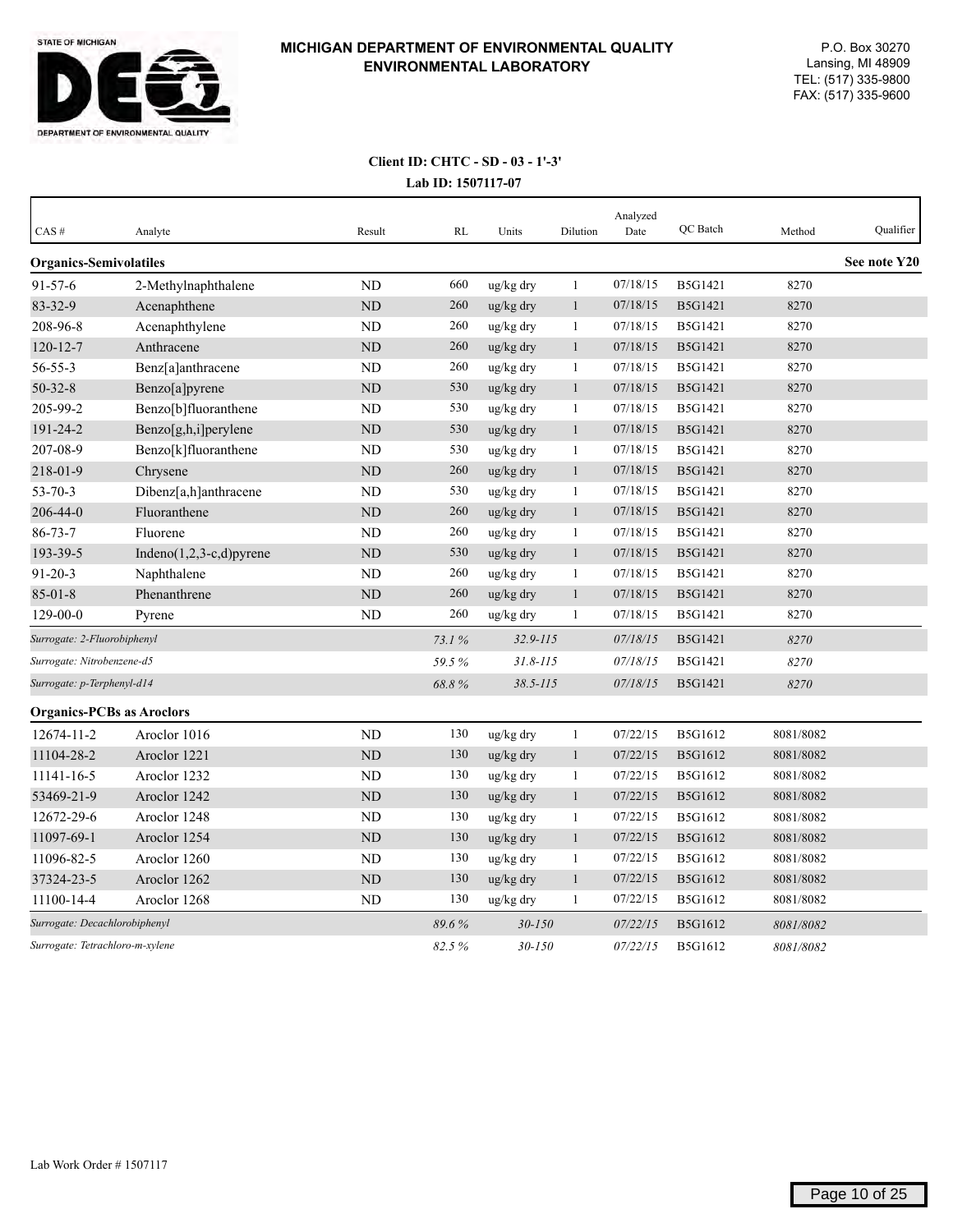**MICHIGAN DEPARTMENT OF ENVIRONMENTAL QUALITY**
**ENVIRONMENTAL LABORATORY**

P.O. Box 30270
Lansing, MI 48909
TEL: (517) 335-9800
FAX: (517) 335-9600

**Client ID: CHTC - SD - 03 - 1'-3'**
**Lab ID: 1507117-07**

| CAS # | Analyte | Result | RL | Units | Dilution | Analyzed Date | QC Batch | Method | Qualifier |
|---|---|---|---|---|---|---|---|---|---|
| **Organics-Semivolatiles** | | | | | | | | | **See note Y20** |
| 91-57-6 | 2-Methylnaphthalene | ND | 660 | ug/kg dry | 1 | 07/18/15 | B5G1421 | 8270 | |
| 83-32-9 | Acenaphthene | ND | 260 | ug/kg dry | 1 | 07/18/15 | B5G1421 | 8270 | |
| 208-96-8 | Acenaphthylene | ND | 260 | ug/kg dry | 1 | 07/18/15 | B5G1421 | 8270 | |
| 120-12-7 | Anthracene | ND | 260 | ug/kg dry | 1 | 07/18/15 | B5G1421 | 8270 | |
| 56-55-3 | Benz[a]anthracene | ND | 260 | ug/kg dry | 1 | 07/18/15 | B5G1421 | 8270 | |
| 50-32-8 | Benzo[a]pyrene | ND | 530 | ug/kg dry | 1 | 07/18/15 | B5G1421 | 8270 | |
| 205-99-2 | Benzo[b]fluoranthene | ND | 530 | ug/kg dry | 1 | 07/18/15 | B5G1421 | 8270 | |
| 191-24-2 | Benzo[g,h,i]perylene | ND | 530 | ug/kg dry | 1 | 07/18/15 | B5G1421 | 8270 | |
| 207-08-9 | Benzo[k]fluoranthene | ND | 530 | ug/kg dry | 1 | 07/18/15 | B5G1421 | 8270 | |
| 218-01-9 | Chrysene | ND | 260 | ug/kg dry | 1 | 07/18/15 | B5G1421 | 8270 | |
| 53-70-3 | Dibenz[a,h]anthracene | ND | 530 | ug/kg dry | 1 | 07/18/15 | B5G1421 | 8270 | |
| 206-44-0 | Fluoranthene | ND | 260 | ug/kg dry | 1 | 07/18/15 | B5G1421 | 8270 | |
| 86-73-7 | Fluorene | ND | 260 | ug/kg dry | 1 | 07/18/15 | B5G1421 | 8270 | |
| 193-39-5 | Indeno(1,2,3-c,d)pyrene | ND | 530 | ug/kg dry | 1 | 07/18/15 | B5G1421 | 8270 | |
| 91-20-3 | Naphthalene | ND | 260 | ug/kg dry | 1 | 07/18/15 | B5G1421 | 8270 | |
| 85-01-8 | Phenanthrene | ND | 260 | ug/kg dry | 1 | 07/18/15 | B5G1421 | 8270 | |
| 129-00-0 | Pyrene | ND | 260 | ug/kg dry | 1 | 07/18/15 | B5G1421 | 8270 | |
| *Surrogate: 2-Fluorobiphenyl* | | | *73.1 %* | *32.9-115* | | *07/18/15* | B5G1421 | *8270* | |
| *Surrogate: Nitrobenzene-d5* | | | *59.5 %* | *31.8-115* | | *07/18/15* | B5G1421 | *8270* | |
| *Surrogate: p-Terphenyl-d14* | | | *68.8 %* | *38.5-115* | | *07/18/15* | B5G1421 | *8270* | |
| **Organics-PCBs as Aroclors** | | | | | | | | | |
| 12674-11-2 | Aroclor 1016 | ND | 130 | ug/kg dry | 1 | 07/22/15 | B5G1612 | 8081/8082 | |
| 11104-28-2 | Aroclor 1221 | ND | 130 | ug/kg dry | 1 | 07/22/15 | B5G1612 | 8081/8082 | |
| 11141-16-5 | Aroclor 1232 | ND | 130 | ug/kg dry | 1 | 07/22/15 | B5G1612 | 8081/8082 | |
| 53469-21-9 | Aroclor 1242 | ND | 130 | ug/kg dry | 1 | 07/22/15 | B5G1612 | 8081/8082 | |
| 12672-29-6 | Aroclor 1248 | ND | 130 | ug/kg dry | 1 | 07/22/15 | B5G1612 | 8081/8082 | |
| 11097-69-1 | Aroclor 1254 | ND | 130 | ug/kg dry | 1 | 07/22/15 | B5G1612 | 8081/8082 | |
| 11096-82-5 | Aroclor 1260 | ND | 130 | ug/kg dry | 1 | 07/22/15 | B5G1612 | 8081/8082 | |
| 37324-23-5 | Aroclor 1262 | ND | 130 | ug/kg dry | 1 | 07/22/15 | B5G1612 | 8081/8082 | |
| 11100-14-4 | Aroclor 1268 | ND | 130 | ug/kg dry | 1 | 07/22/15 | B5G1612 | 8081/8082 | |
| *Surrogate: Decachlorobiphenyl* | | | *89.6 %* | *30-150* | | *07/22/15* | B5G1612 | *8081/8082* | |
| *Surrogate: Tetrachloro-m-xylene* | | | *82.5 %* | *30-150* | | *07/22/15* | B5G1612 | *8081/8082* | |

Lab Work Order # 1507117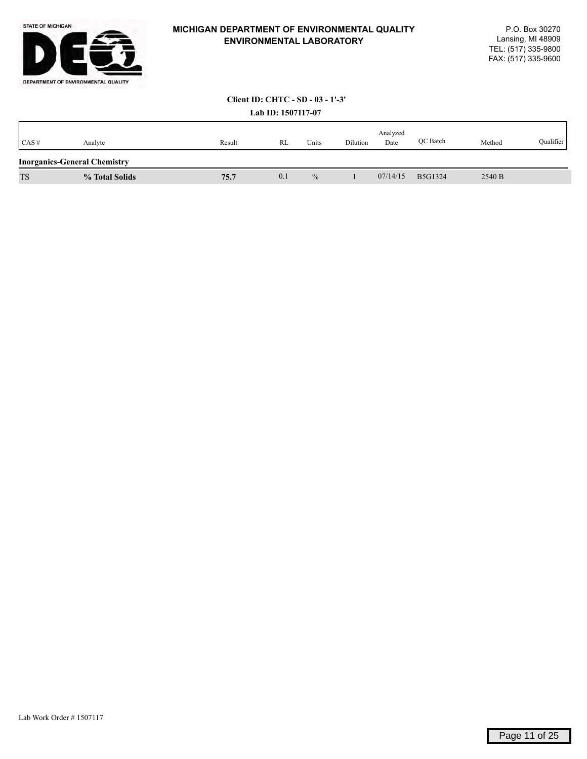**MICHIGAN DEPARTMENT OF ENVIRONMENTAL QUALITY**
**ENVIRONMENTAL LABORATORY**

P.O. Box 30270
Lansing, MI 48909
TEL: (517) 335-9800
FAX: (517) 335-9600

**Client ID: CHTC - SD - 03 - 1'-3'**

**Lab ID: 1507117-07**

| CAS # | Analyte | Result | RL | Units | Dilution | Analyzed Date | QC Batch | Method | Qualifier |
|---|---|---|---|---|---|---|---|---|---|
| **Inorganics-General Chemistry** | | | | | | | | | |
| TS | **% Total Solids** | **75.7** | 0.1 | % | 1 | 07/14/15 | B5G1324 | 2540 B | |

Lab Work Order # 1507117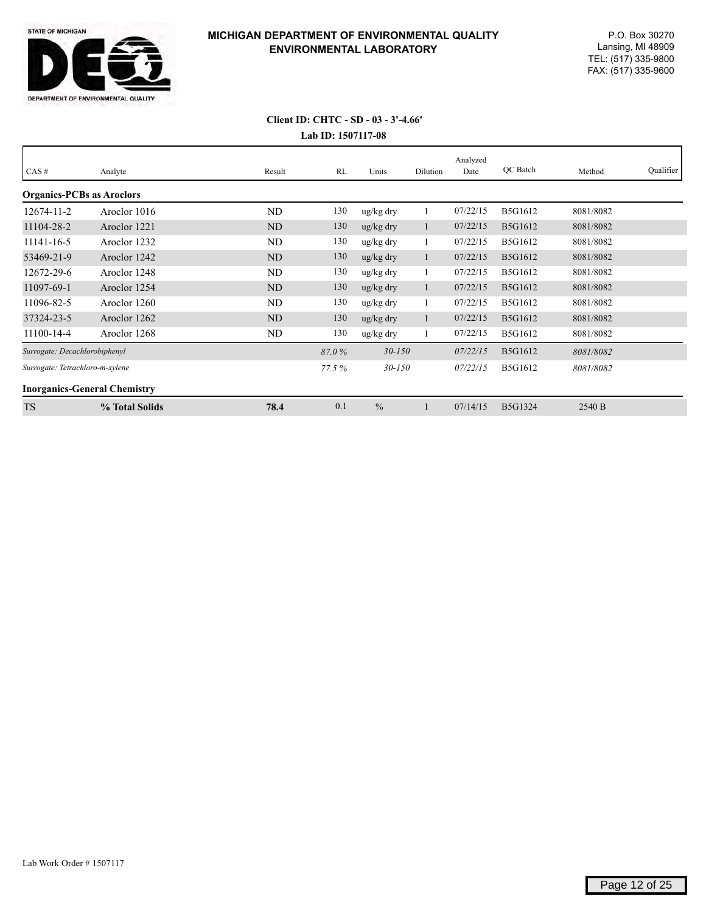**MICHIGAN DEPARTMENT OF ENVIRONMENTAL QUALITY**
**ENVIRONMENTAL LABORATORY**

P.O. Box 30270
Lansing, MI 48909
TEL: (517) 335-9800
FAX: (517) 335-9600

**Client ID: CHTC - SD - 03 - 3'-4.66'**
**Lab ID: 1507117-08**

| CAS # | Analyte | Result | RL | Units | Dilution | Analyzed Date | QC Batch | Method | Qualifier |
|---|---|---|---|---|---|---|---|---|---|
| **Organics-PCBs as Aroclors** | | | | | | | | | |
| 12674-11-2 | Aroclor 1016 | ND | 130 | ug/kg dry | 1 | 07/22/15 | B5G1612 | 8081/8082 | |
| 11104-28-2 | Aroclor 1221 | ND | 130 | ug/kg dry | 1 | 07/22/15 | B5G1612 | 8081/8082 | |
| 11141-16-5 | Aroclor 1232 | ND | 130 | ug/kg dry | 1 | 07/22/15 | B5G1612 | 8081/8082 | |
| 53469-21-9 | Aroclor 1242 | ND | 130 | ug/kg dry | 1 | 07/22/15 | B5G1612 | 8081/8082 | |
| 12672-29-6 | Aroclor 1248 | ND | 130 | ug/kg dry | 1 | 07/22/15 | B5G1612 | 8081/8082 | |
| 11097-69-1 | Aroclor 1254 | ND | 130 | ug/kg dry | 1 | 07/22/15 | B5G1612 | 8081/8082 | |
| 11096-82-5 | Aroclor 1260 | ND | 130 | ug/kg dry | 1 | 07/22/15 | B5G1612 | 8081/8082 | |
| 37324-23-5 | Aroclor 1262 | ND | 130 | ug/kg dry | 1 | 07/22/15 | B5G1612 | 8081/8082 | |
| 11100-14-4 | Aroclor 1268 | ND | 130 | ug/kg dry | 1 | 07/22/15 | B5G1612 | 8081/8082 | |
| *Surrogate: Decachlorobiphenyl* | | | *87.0 %* | *30-150* | | *07/22/15* | B5G1612 | *8081/8082* | |
| *Surrogate: Tetrachloro-m-xylene* | | | *77.5 %* | *30-150* | | *07/22/15* | B5G1612 | *8081/8082* | |
| **Inorganics-General Chemistry** | | | | | | | | | |
| TS | **% Total Solids** | **78.4** | 0.1 | % | 1 | 07/14/15 | B5G1324 | 2540 B | |

Lab Work Order # 1507117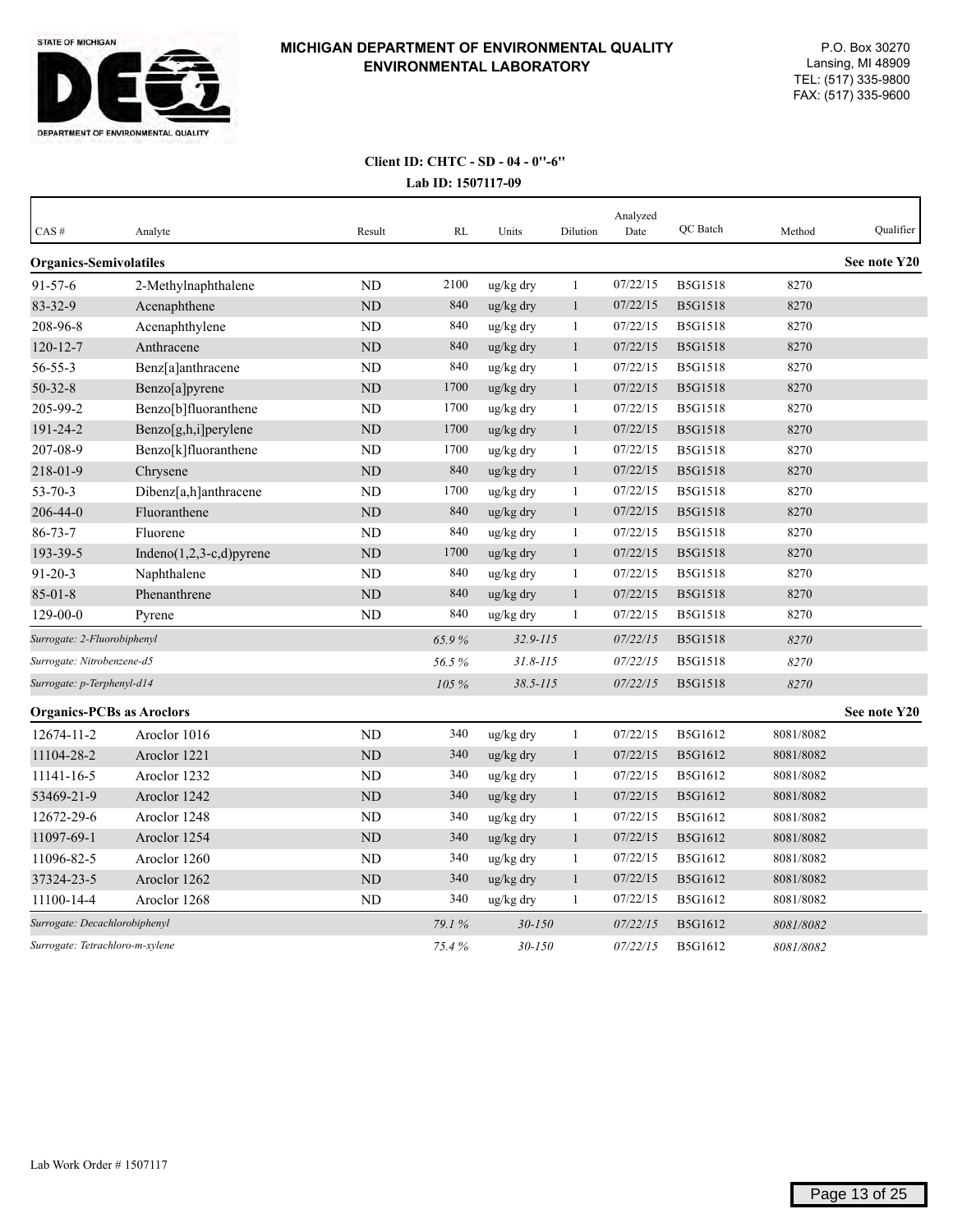**STATE OF MICHIGAN**
**DEPARTMENT OF ENVIRONMENTAL QUALITY**

**MICHIGAN DEPARTMENT OF ENVIRONMENTAL QUALITY**
**ENVIRONMENTAL LABORATORY**

P.O. Box 30270
Lansing, MI 48909
TEL: (517) 335-9800
FAX: (517) 335-9600

**Client ID: CHTC - SD - 04 - 0''-6''**
**Lab ID: 1507117-09**

| CAS # | Analyte | Result | RL | Units | Dilution | Analyzed Date | QC Batch | Method | Qualifier |
|---|---|---|---|---|---|---|---|---|---|
| **Organics-Semivolatiles** | | | | | | | | | **See note Y20** |
| 91-57-6 | 2-Methylnaphthalene | ND | 2100 | ug/kg dry | 1 | 07/22/15 | B5G1518 | 8270 | |
| 83-32-9 | Acenaphthene | ND | 840 | ug/kg dry | 1 | 07/22/15 | B5G1518 | 8270 | |
| 208-96-8 | Acenaphthylene | ND | 840 | ug/kg dry | 1 | 07/22/15 | B5G1518 | 8270 | |
| 120-12-7 | Anthracene | ND | 840 | ug/kg dry | 1 | 07/22/15 | B5G1518 | 8270 | |
| 56-55-3 | Benz[a]anthracene | ND | 840 | ug/kg dry | 1 | 07/22/15 | B5G1518 | 8270 | |
| 50-32-8 | Benzo[a]pyrene | ND | 1700 | ug/kg dry | 1 | 07/22/15 | B5G1518 | 8270 | |
| 205-99-2 | Benzo[b]fluoranthene | ND | 1700 | ug/kg dry | 1 | 07/22/15 | B5G1518 | 8270 | |
| 191-24-2 | Benzo[g,h,i]perylene | ND | 1700 | ug/kg dry | 1 | 07/22/15 | B5G1518 | 8270 | |
| 207-08-9 | Benzo[k]fluoranthene | ND | 1700 | ug/kg dry | 1 | 07/22/15 | B5G1518 | 8270 | |
| 218-01-9 | Chrysene | ND | 840 | ug/kg dry | 1 | 07/22/15 | B5G1518 | 8270 | |
| 53-70-3 | Dibenz[a,h]anthracene | ND | 1700 | ug/kg dry | 1 | 07/22/15 | B5G1518 | 8270 | |
| 206-44-0 | Fluoranthene | ND | 840 | ug/kg dry | 1 | 07/22/15 | B5G1518 | 8270 | |
| 86-73-7 | Fluorene | ND | 840 | ug/kg dry | 1 | 07/22/15 | B5G1518 | 8270 | |
| 193-39-5 | Indeno(1,2,3-c,d)pyrene | ND | 1700 | ug/kg dry | 1 | 07/22/15 | B5G1518 | 8270 | |
| 91-20-3 | Naphthalene | ND | 840 | ug/kg dry | 1 | 07/22/15 | B5G1518 | 8270 | |
| 85-01-8 | Phenanthrene | ND | 840 | ug/kg dry | 1 | 07/22/15 | B5G1518 | 8270 | |
| 129-00-0 | Pyrene | ND | 840 | ug/kg dry | 1 | 07/22/15 | B5G1518 | 8270 | |
| *Surrogate: 2-Fluorobiphenyl* | | | *65.9 %* | *32.9-115* | | *07/22/15* | B5G1518 | *8270* | |
| *Surrogate: Nitrobenzene-d5* | | | *56.5 %* | *31.8-115* | | *07/22/15* | B5G1518 | *8270* | |
| *Surrogate: p-Terphenyl-d14* | | | *105 %* | *38.5-115* | | *07/22/15* | B5G1518 | *8270* | |
| **Organics-PCBs as Aroclors** | | | | | | | | | **See note Y20** |
| 12674-11-2 | Aroclor 1016 | ND | 340 | ug/kg dry | 1 | 07/22/15 | B5G1612 | 8081/8082 | |
| 11104-28-2 | Aroclor 1221 | ND | 340 | ug/kg dry | 1 | 07/22/15 | B5G1612 | 8081/8082 | |
| 11141-16-5 | Aroclor 1232 | ND | 340 | ug/kg dry | 1 | 07/22/15 | B5G1612 | 8081/8082 | |
| 53469-21-9 | Aroclor 1242 | ND | 340 | ug/kg dry | 1 | 07/22/15 | B5G1612 | 8081/8082 | |
| 12672-29-6 | Aroclor 1248 | ND | 340 | ug/kg dry | 1 | 07/22/15 | B5G1612 | 8081/8082 | |
| 11097-69-1 | Aroclor 1254 | ND | 340 | ug/kg dry | 1 | 07/22/15 | B5G1612 | 8081/8082 | |
| 11096-82-5 | Aroclor 1260 | ND | 340 | ug/kg dry | 1 | 07/22/15 | B5G1612 | 8081/8082 | |
| 37324-23-5 | Aroclor 1262 | ND | 340 | ug/kg dry | 1 | 07/22/15 | B5G1612 | 8081/8082 | |
| 11100-14-4 | Aroclor 1268 | ND | 340 | ug/kg dry | 1 | 07/22/15 | B5G1612 | 8081/8082 | |
| *Surrogate: Decachlorobiphenyl* | | | *79.1 %* | *30-150* | | *07/22/15* | B5G1612 | *8081/8082* | |
| *Surrogate: Tetrachloro-m-xylene* | | | *75.4 %* | *30-150* | | *07/22/15* | B5G1612 | *8081/8082* | |

Lab Work Order # 1507117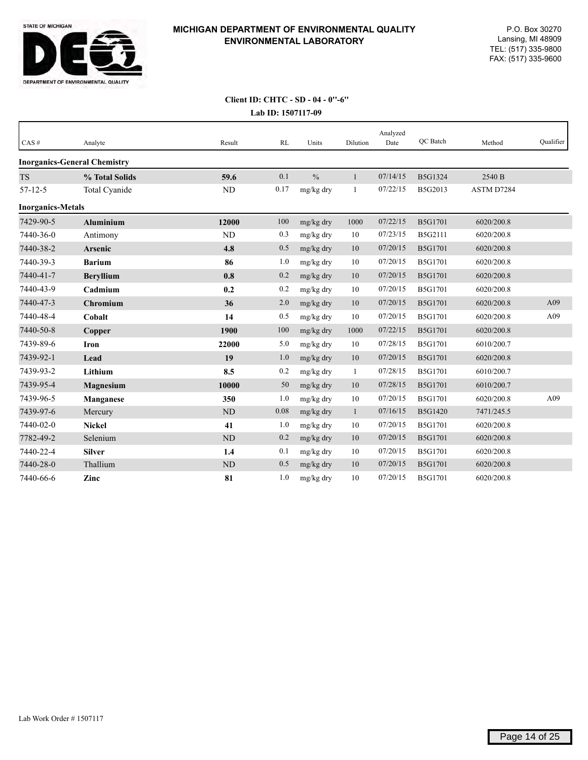**MICHIGAN DEPARTMENT OF ENVIRONMENTAL QUALITY**
**ENVIRONMENTAL LABORATORY**

P.O. Box 30270
Lansing, MI 48909
TEL: (517) 335-9800
FAX: (517) 335-9600

**Client ID: CHTC - SD - 04 - 0"-6"**
**Lab ID: 1507117-09**

| CAS # | Analyte | Result | RL | Units | Dilution | Analyzed Date | QC Batch | Method | Qualifier |
|---|---|---|---|---|---|---|---|---|---|
| **Inorganics-General Chemistry** | | | | | | | | | |
| TS | **% Total Solids** | **59.6** | 0.1 | % | 1 | 07/14/15 | B5G1324 | 2540 B | |
| 57-12-5 | Total Cyanide | ND | 0.17 | mg/kg dry | 1 | 07/22/15 | B5G2013 | ASTM D7284 | |
| **Inorganics-Metals** | | | | | | | | | |
| 7429-90-5 | **Aluminium** | **12000** | 100 | mg/kg dry | 1000 | 07/22/15 | B5G1701 | 6020/200.8 | |
| 7440-36-0 | Antimony | ND | 0.3 | mg/kg dry | 10 | 07/23/15 | B5G2111 | 6020/200.8 | |
| 7440-38-2 | **Arsenic** | **4.8** | 0.5 | mg/kg dry | 10 | 07/20/15 | B5G1701 | 6020/200.8 | |
| 7440-39-3 | **Barium** | **86** | 1.0 | mg/kg dry | 10 | 07/20/15 | B5G1701 | 6020/200.8 | |
| 7440-41-7 | **Beryllium** | **0.8** | 0.2 | mg/kg dry | 10 | 07/20/15 | B5G1701 | 6020/200.8 | |
| 7440-43-9 | **Cadmium** | **0.2** | 0.2 | mg/kg dry | 10 | 07/20/15 | B5G1701 | 6020/200.8 | |
| 7440-47-3 | **Chromium** | **36** | 2.0 | mg/kg dry | 10 | 07/20/15 | B5G1701 | 6020/200.8 | A09 |
| 7440-48-4 | **Cobalt** | **14** | 0.5 | mg/kg dry | 10 | 07/20/15 | B5G1701 | 6020/200.8 | A09 |
| 7440-50-8 | **Copper** | **1900** | 100 | mg/kg dry | 1000 | 07/22/15 | B5G1701 | 6020/200.8 | |
| 7439-89-6 | **Iron** | **22000** | 5.0 | mg/kg dry | 10 | 07/28/15 | B5G1701 | 6010/200.7 | |
| 7439-92-1 | **Lead** | **19** | 1.0 | mg/kg dry | 10 | 07/20/15 | B5G1701 | 6020/200.8 | |
| 7439-93-2 | **Lithium** | **8.5** | 0.2 | mg/kg dry | 1 | 07/28/15 | B5G1701 | 6010/200.7 | |
| 7439-95-4 | **Magnesium** | **10000** | 50 | mg/kg dry | 10 | 07/28/15 | B5G1701 | 6010/200.7 | |
| 7439-96-5 | **Manganese** | **350** | 1.0 | mg/kg dry | 10 | 07/20/15 | B5G1701 | 6020/200.8 | A09 |
| 7439-97-6 | Mercury | ND | 0.08 | mg/kg dry | 1 | 07/16/15 | B5G1420 | 7471/245.5 | |
| 7440-02-0 | **Nickel** | **41** | 1.0 | mg/kg dry | 10 | 07/20/15 | B5G1701 | 6020/200.8 | |
| 7782-49-2 | Selenium | ND | 0.2 | mg/kg dry | 10 | 07/20/15 | B5G1701 | 6020/200.8 | |
| 7440-22-4 | **Silver** | **1.4** | 0.1 | mg/kg dry | 10 | 07/20/15 | B5G1701 | 6020/200.8 | |
| 7440-28-0 | Thallium | ND | 0.5 | mg/kg dry | 10 | 07/20/15 | B5G1701 | 6020/200.8 | |
| 7440-66-6 | **Zinc** | **81** | 1.0 | mg/kg dry | 10 | 07/20/15 | B5G1701 | 6020/200.8 | |

Lab Work Order # 1507117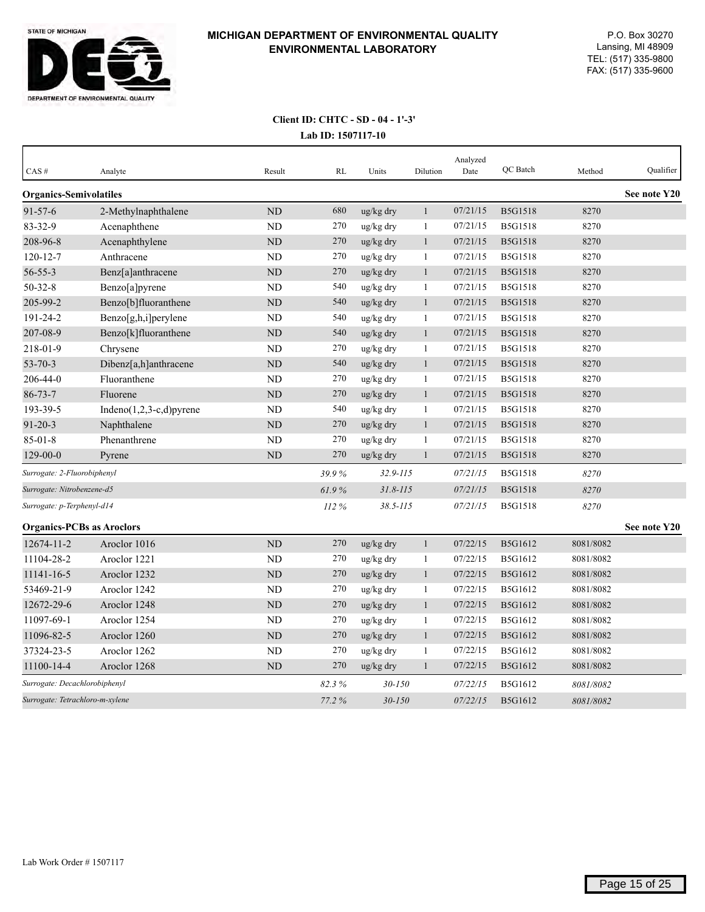**MICHIGAN DEPARTMENT OF ENVIRONMENTAL QUALITY**
**ENVIRONMENTAL LABORATORY**

P.O. Box 30270
Lansing, MI 48909
TEL: (517) 335-9800
FAX: (517) 335-9600

**Client ID: CHTC - SD - 04 - 1'-3'**
**Lab ID: 1507117-10**

| CAS # | Analyte | Result | RL | Units | Dilution | Analyzed Date | QC Batch | Method | Qualifier |
|---|---|---|---|---|---|---|---|---|---|
| **Organics-Semivolatiles** | | | | | | | | | **See note Y20** |
| 91-57-6 | 2-Methylnaphthalene | ND | 680 | ug/kg dry | 1 | 07/21/15 | B5G1518 | 8270 | |
| 83-32-9 | Acenaphthene | ND | 270 | ug/kg dry | 1 | 07/21/15 | B5G1518 | 8270 | |
| 208-96-8 | Acenaphthylene | ND | 270 | ug/kg dry | 1 | 07/21/15 | B5G1518 | 8270 | |
| 120-12-7 | Anthracene | ND | 270 | ug/kg dry | 1 | 07/21/15 | B5G1518 | 8270 | |
| 56-55-3 | Benz[a]anthracene | ND | 270 | ug/kg dry | 1 | 07/21/15 | B5G1518 | 8270 | |
| 50-32-8 | Benzo[a]pyrene | ND | 540 | ug/kg dry | 1 | 07/21/15 | B5G1518 | 8270 | |
| 205-99-2 | Benzo[b]fluoranthene | ND | 540 | ug/kg dry | 1 | 07/21/15 | B5G1518 | 8270 | |
| 191-24-2 | Benzo[g,h,i]perylene | ND | 540 | ug/kg dry | 1 | 07/21/15 | B5G1518 | 8270 | |
| 207-08-9 | Benzo[k]fluoranthene | ND | 540 | ug/kg dry | 1 | 07/21/15 | B5G1518 | 8270 | |
| 218-01-9 | Chrysene | ND | 270 | ug/kg dry | 1 | 07/21/15 | B5G1518 | 8270 | |
| 53-70-3 | Dibenz[a,h]anthracene | ND | 540 | ug/kg dry | 1 | 07/21/15 | B5G1518 | 8270 | |
| 206-44-0 | Fluoranthene | ND | 270 | ug/kg dry | 1 | 07/21/15 | B5G1518 | 8270 | |
| 86-73-7 | Fluorene | ND | 270 | ug/kg dry | 1 | 07/21/15 | B5G1518 | 8270 | |
| 193-39-5 | Indeno(1,2,3-c,d)pyrene | ND | 540 | ug/kg dry | 1 | 07/21/15 | B5G1518 | 8270 | |
| 91-20-3 | Naphthalene | ND | 270 | ug/kg dry | 1 | 07/21/15 | B5G1518 | 8270 | |
| 85-01-8 | Phenanthrene | ND | 270 | ug/kg dry | 1 | 07/21/15 | B5G1518 | 8270 | |
| 129-00-0 | Pyrene | ND | 270 | ug/kg dry | 1 | 07/21/15 | B5G1518 | 8270 | |
| *Surrogate: 2-Fluorobiphenyl* | | | *39.9 %* | *32.9-115* | | *07/21/15* | B5G1518 | *8270* | |
| *Surrogate: Nitrobenzene-d5* | | | *61.9 %* | *31.8-115* | | *07/21/15* | B5G1518 | *8270* | |
| *Surrogate: p-Terphenyl-d14* | | | *112 %* | *38.5-115* | | *07/21/15* | B5G1518 | *8270* | |
| **Organics-PCBs as Aroclors** | | | | | | | | | **See note Y20** |
| 12674-11-2 | Aroclor 1016 | ND | 270 | ug/kg dry | 1 | 07/22/15 | B5G1612 | 8081/8082 | |
| 11104-28-2 | Aroclor 1221 | ND | 270 | ug/kg dry | 1 | 07/22/15 | B5G1612 | 8081/8082 | |
| 11141-16-5 | Aroclor 1232 | ND | 270 | ug/kg dry | 1 | 07/22/15 | B5G1612 | 8081/8082 | |
| 53469-21-9 | Aroclor 1242 | ND | 270 | ug/kg dry | 1 | 07/22/15 | B5G1612 | 8081/8082 | |
| 12672-29-6 | Aroclor 1248 | ND | 270 | ug/kg dry | 1 | 07/22/15 | B5G1612 | 8081/8082 | |
| 11097-69-1 | Aroclor 1254 | ND | 270 | ug/kg dry | 1 | 07/22/15 | B5G1612 | 8081/8082 | |
| 11096-82-5 | Aroclor 1260 | ND | 270 | ug/kg dry | 1 | 07/22/15 | B5G1612 | 8081/8082 | |
| 37324-23-5 | Aroclor 1262 | ND | 270 | ug/kg dry | 1 | 07/22/15 | B5G1612 | 8081/8082 | |
| 11100-14-4 | Aroclor 1268 | ND | 270 | ug/kg dry | 1 | 07/22/15 | B5G1612 | 8081/8082 | |
| *Surrogate: Decachlorobiphenyl* | | | *82.3 %* | *30-150* | | *07/22/15* | B5G1612 | *8081/8082* | |
| *Surrogate: Tetrachloro-m-xylene* | | | *77.2 %* | *30-150* | | *07/22/15* | B5G1612 | *8081/8082* | |

Lab Work Order # 1507117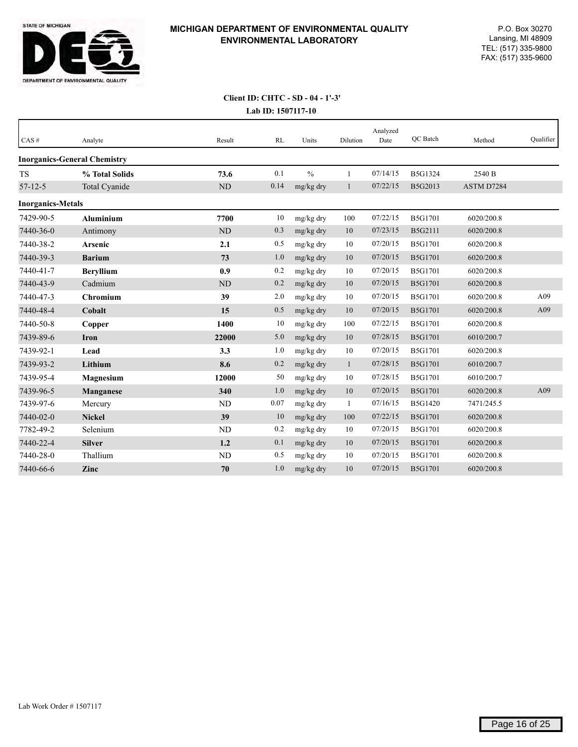STATE OF MICHIGAN

DEPARTMENT OF ENVIRONMENTAL QUALITY

**MICHIGAN DEPARTMENT OF ENVIRONMENTAL QUALITY**
**ENVIRONMENTAL LABORATORY**

P.O. Box 30270
Lansing, MI 48909
TEL: (517) 335-9800
FAX: (517) 335-9600

**Client ID: CHTC - SD - 04 - 1'-3'**
**Lab ID: 1507117-10**

| CAS # | Analyte | Result | RL | Units | Dilution | Analyzed Date | QC Batch | Method | Qualifier |
|---|---|---|---|---|---|---|---|---|---|
| **Inorganics-General Chemistry** | | | | | | | | | |
| TS | **% Total Solids** | **73.6** | 0.1 | % | 1 | 07/14/15 | B5G1324 | 2540 B | |
| 57-12-5 | Total Cyanide | ND | 0.14 | mg/kg dry | 1 | 07/22/15 | B5G2013 | ASTM D7284 | |
| **Inorganics-Metals** | | | | | | | | | |
| 7429-90-5 | **Aluminium** | **7700** | 10 | mg/kg dry | 100 | 07/22/15 | B5G1701 | 6020/200.8 | |
| 7440-36-0 | Antimony | ND | 0.3 | mg/kg dry | 10 | 07/23/15 | B5G2111 | 6020/200.8 | |
| 7440-38-2 | **Arsenic** | **2.1** | 0.5 | mg/kg dry | 10 | 07/20/15 | B5G1701 | 6020/200.8 | |
| 7440-39-3 | **Barium** | **73** | 1.0 | mg/kg dry | 10 | 07/20/15 | B5G1701 | 6020/200.8 | |
| 7440-41-7 | **Beryllium** | **0.9** | 0.2 | mg/kg dry | 10 | 07/20/15 | B5G1701 | 6020/200.8 | |
| 7440-43-9 | Cadmium | ND | 0.2 | mg/kg dry | 10 | 07/20/15 | B5G1701 | 6020/200.8 | |
| 7440-47-3 | **Chromium** | **39** | 2.0 | mg/kg dry | 10 | 07/20/15 | B5G1701 | 6020/200.8 | A09 |
| 7440-48-4 | **Cobalt** | **15** | 0.5 | mg/kg dry | 10 | 07/20/15 | B5G1701 | 6020/200.8 | A09 |
| 7440-50-8 | **Copper** | **1400** | 10 | mg/kg dry | 100 | 07/22/15 | B5G1701 | 6020/200.8 | |
| 7439-89-6 | **Iron** | **22000** | 5.0 | mg/kg dry | 10 | 07/28/15 | B5G1701 | 6010/200.7 | |
| 7439-92-1 | **Lead** | **3.3** | 1.0 | mg/kg dry | 10 | 07/20/15 | B5G1701 | 6020/200.8 | |
| 7439-93-2 | **Lithium** | **8.6** | 0.2 | mg/kg dry | 1 | 07/28/15 | B5G1701 | 6010/200.7 | |
| 7439-95-4 | **Magnesium** | **12000** | 50 | mg/kg dry | 10 | 07/28/15 | B5G1701 | 6010/200.7 | |
| 7439-96-5 | **Manganese** | **340** | 1.0 | mg/kg dry | 10 | 07/20/15 | B5G1701 | 6020/200.8 | A09 |
| 7439-97-6 | Mercury | ND | 0.07 | mg/kg dry | 1 | 07/16/15 | B5G1420 | 7471/245.5 | |
| 7440-02-0 | **Nickel** | **39** | 10 | mg/kg dry | 100 | 07/22/15 | B5G1701 | 6020/200.8 | |
| 7782-49-2 | Selenium | ND | 0.2 | mg/kg dry | 10 | 07/20/15 | B5G1701 | 6020/200.8 | |
| 7440-22-4 | **Silver** | **1.2** | 0.1 | mg/kg dry | 10 | 07/20/15 | B5G1701 | 6020/200.8 | |
| 7440-28-0 | Thallium | ND | 0.5 | mg/kg dry | 10 | 07/20/15 | B5G1701 | 6020/200.8 | |
| 7440-66-6 | **Zinc** | **70** | 1.0 | mg/kg dry | 10 | 07/20/15 | B5G1701 | 6020/200.8 | |

Lab Work Order # 1507117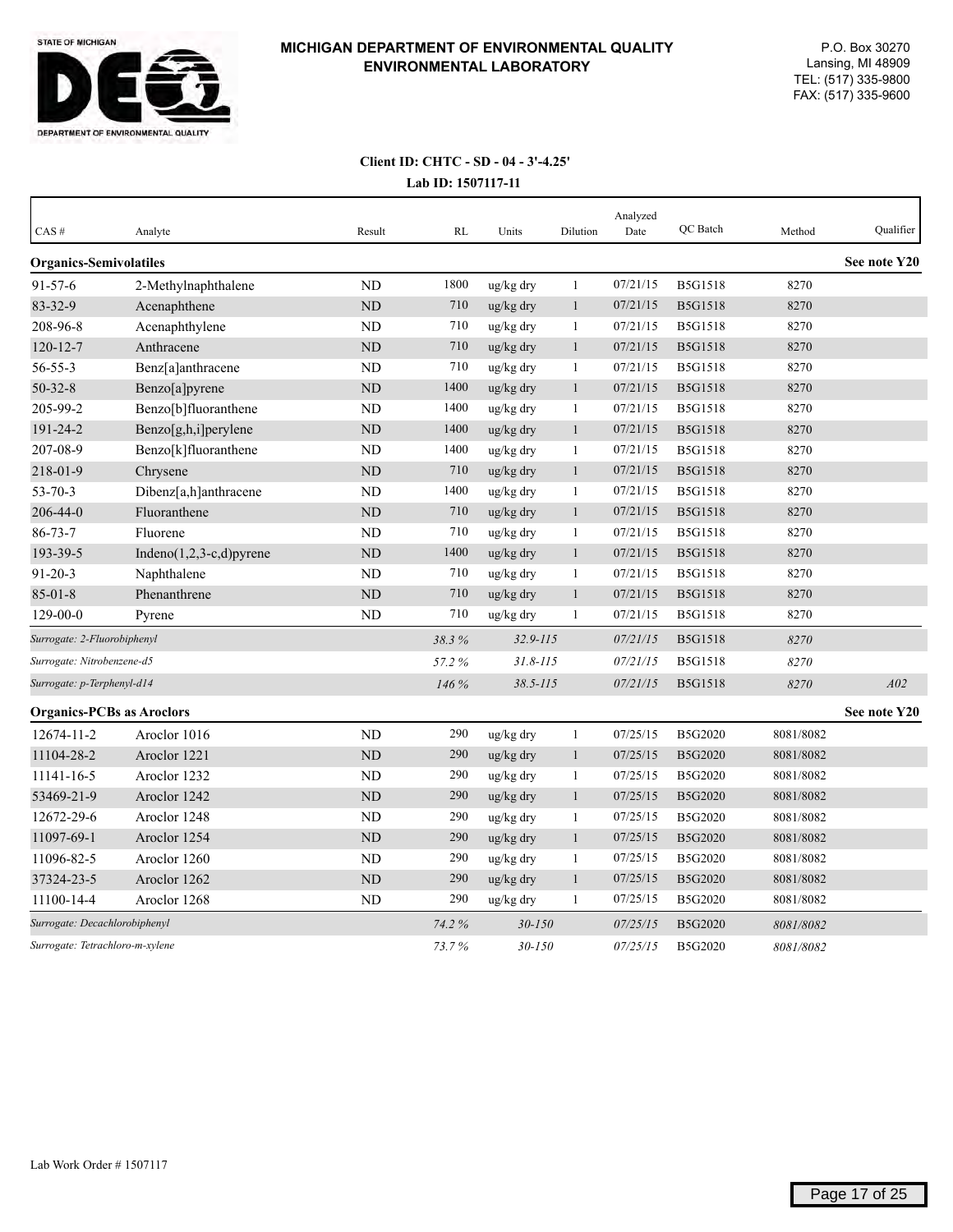**MICHIGAN DEPARTMENT OF ENVIRONMENTAL QUALITY**
**ENVIRONMENTAL LABORATORY**

P.O. Box 30270
Lansing, MI 48909
TEL: (517) 335-9800
FAX: (517) 335-9600

**Client ID: CHTC - SD - 04 - 3'-4.25'**
**Lab ID: 1507117-11**

| CAS # | Analyte | Result | RL | Units | Dilution | Analyzed Date | QC Batch | Method | Qualifier |
|---|---|---|---|---|---|---|---|---|---|
| **Organics-Semivolatiles** | | | | | | | | | **See note Y20** |
| 91-57-6 | 2-Methylnaphthalene | ND | 1800 | ug/kg dry | 1 | 07/21/15 | B5G1518 | 8270 | |
| 83-32-9 | Acenaphthene | ND | 710 | ug/kg dry | 1 | 07/21/15 | B5G1518 | 8270 | |
| 208-96-8 | Acenaphthylene | ND | 710 | ug/kg dry | 1 | 07/21/15 | B5G1518 | 8270 | |
| 120-12-7 | Anthracene | ND | 710 | ug/kg dry | 1 | 07/21/15 | B5G1518 | 8270 | |
| 56-55-3 | Benz[a]anthracene | ND | 710 | ug/kg dry | 1 | 07/21/15 | B5G1518 | 8270 | |
| 50-32-8 | Benzo[a]pyrene | ND | 1400 | ug/kg dry | 1 | 07/21/15 | B5G1518 | 8270 | |
| 205-99-2 | Benzo[b]fluoranthene | ND | 1400 | ug/kg dry | 1 | 07/21/15 | B5G1518 | 8270 | |
| 191-24-2 | Benzo[g,h,i]perylene | ND | 1400 | ug/kg dry | 1 | 07/21/15 | B5G1518 | 8270 | |
| 207-08-9 | Benzo[k]fluoranthene | ND | 1400 | ug/kg dry | 1 | 07/21/15 | B5G1518 | 8270 | |
| 218-01-9 | Chrysene | ND | 710 | ug/kg dry | 1 | 07/21/15 | B5G1518 | 8270 | |
| 53-70-3 | Dibenz[a,h]anthracene | ND | 1400 | ug/kg dry | 1 | 07/21/15 | B5G1518 | 8270 | |
| 206-44-0 | Fluoranthene | ND | 710 | ug/kg dry | 1 | 07/21/15 | B5G1518 | 8270 | |
| 86-73-7 | Fluorene | ND | 710 | ug/kg dry | 1 | 07/21/15 | B5G1518 | 8270 | |
| 193-39-5 | Indeno(1,2,3-c,d)pyrene | ND | 1400 | ug/kg dry | 1 | 07/21/15 | B5G1518 | 8270 | |
| 91-20-3 | Naphthalene | ND | 710 | ug/kg dry | 1 | 07/21/15 | B5G1518 | 8270 | |
| 85-01-8 | Phenanthrene | ND | 710 | ug/kg dry | 1 | 07/21/15 | B5G1518 | 8270 | |
| 129-00-0 | Pyrene | ND | 710 | ug/kg dry | 1 | 07/21/15 | B5G1518 | 8270 | |
| *Surrogate: 2-Fluorobiphenyl* | | | *38.3 %* | *32.9-115* | | *07/21/15* | B5G1518 | *8270* | |
| *Surrogate: Nitrobenzene-d5* | | | *57.2 %* | *31.8-115* | | *07/21/15* | B5G1518 | *8270* | |
| *Surrogate: p-Terphenyl-d14* | | | *146 %* | *38.5-115* | | *07/21/15* | B5G1518 | *8270* | *A02* |
| **Organics-PCBs as Aroclors** | | | | | | | | | **See note Y20** |
| 12674-11-2 | Aroclor 1016 | ND | 290 | ug/kg dry | 1 | 07/25/15 | B5G2020 | 8081/8082 | |
| 11104-28-2 | Aroclor 1221 | ND | 290 | ug/kg dry | 1 | 07/25/15 | B5G2020 | 8081/8082 | |
| 11141-16-5 | Aroclor 1232 | ND | 290 | ug/kg dry | 1 | 07/25/15 | B5G2020 | 8081/8082 | |
| 53469-21-9 | Aroclor 1242 | ND | 290 | ug/kg dry | 1 | 07/25/15 | B5G2020 | 8081/8082 | |
| 12672-29-6 | Aroclor 1248 | ND | 290 | ug/kg dry | 1 | 07/25/15 | B5G2020 | 8081/8082 | |
| 11097-69-1 | Aroclor 1254 | ND | 290 | ug/kg dry | 1 | 07/25/15 | B5G2020 | 8081/8082 | |
| 11096-82-5 | Aroclor 1260 | ND | 290 | ug/kg dry | 1 | 07/25/15 | B5G2020 | 8081/8082 | |
| 37324-23-5 | Aroclor 1262 | ND | 290 | ug/kg dry | 1 | 07/25/15 | B5G2020 | 8081/8082 | |
| 11100-14-4 | Aroclor 1268 | ND | 290 | ug/kg dry | 1 | 07/25/15 | B5G2020 | 8081/8082 | |
| *Surrogate: Decachlorobiphenyl* | | | *74.2 %* | *30-150* | | *07/25/15* | B5G2020 | *8081/8082* | |
| *Surrogate: Tetrachloro-m-xylene* | | | *73.7 %* | *30-150* | | *07/25/15* | B5G2020 | *8081/8082* | |

Lab Work Order # 1507117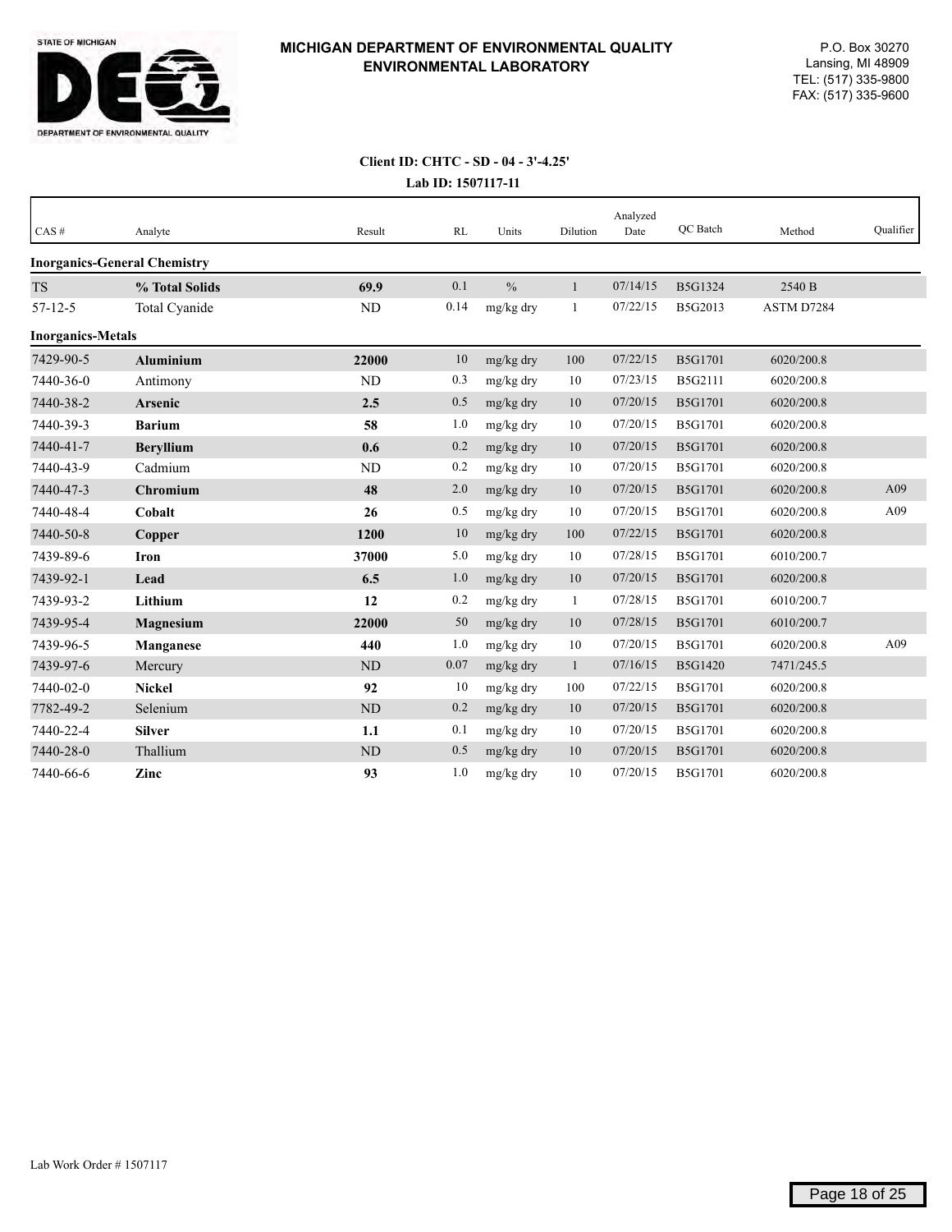# MICHIGAN DEPARTMENT OF ENVIRONMENTAL QUALITY
## ENVIRONMENTAL LABORATORY

STATE OF MICHIGAN
DEPARTMENT OF ENVIRONMENTAL QUALITY

P.O. Box 30270
Lansing, MI 48909
TEL: (517) 335-9800
FAX: (517) 335-9600

**Client ID: CHTC - SD - 04 - 3'-4.25'**

**Lab ID: 1507117-11**

| CAS # | Analyte | Result | RL | Units | Dilution | Analyzed Date | QC Batch | Method | Qualifier |
|---|---|---|---|---|---|---|---|---|---|
| **Inorganics-General Chemistry** | | | | | | | | | |
| TS | **% Total Solids** | **69.9** | 0.1 | % | 1 | 07/14/15 | B5G1324 | 2540 B | |
| 57-12-5 | Total Cyanide | ND | 0.14 | mg/kg dry | 1 | 07/22/15 | B5G2013 | ASTM D7284 | |
| **Inorganics-Metals** | | | | | | | | | |
| 7429-90-5 | **Aluminium** | **22000** | 10 | mg/kg dry | 100 | 07/22/15 | B5G1701 | 6020/200.8 | |
| 7440-36-0 | Antimony | ND | 0.3 | mg/kg dry | 10 | 07/23/15 | B5G2111 | 6020/200.8 | |
| 7440-38-2 | **Arsenic** | **2.5** | 0.5 | mg/kg dry | 10 | 07/20/15 | B5G1701 | 6020/200.8 | |
| 7440-39-3 | **Barium** | **58** | 1.0 | mg/kg dry | 10 | 07/20/15 | B5G1701 | 6020/200.8 | |
| 7440-41-7 | **Beryllium** | **0.6** | 0.2 | mg/kg dry | 10 | 07/20/15 | B5G1701 | 6020/200.8 | |
| 7440-43-9 | Cadmium | ND | 0.2 | mg/kg dry | 10 | 07/20/15 | B5G1701 | 6020/200.8 | |
| 7440-47-3 | **Chromium** | **48** | 2.0 | mg/kg dry | 10 | 07/20/15 | B5G1701 | 6020/200.8 | A09 |
| 7440-48-4 | **Cobalt** | **26** | 0.5 | mg/kg dry | 10 | 07/20/15 | B5G1701 | 6020/200.8 | A09 |
| 7440-50-8 | **Copper** | **1200** | 10 | mg/kg dry | 100 | 07/22/15 | B5G1701 | 6020/200.8 | |
| 7439-89-6 | **Iron** | **37000** | 5.0 | mg/kg dry | 10 | 07/28/15 | B5G1701 | 6010/200.7 | |
| 7439-92-1 | **Lead** | **6.5** | 1.0 | mg/kg dry | 10 | 07/20/15 | B5G1701 | 6020/200.8 | |
| 7439-93-2 | **Lithium** | **12** | 0.2 | mg/kg dry | 1 | 07/28/15 | B5G1701 | 6010/200.7 | |
| 7439-95-4 | **Magnesium** | **22000** | 50 | mg/kg dry | 10 | 07/28/15 | B5G1701 | 6010/200.7 | |
| 7439-96-5 | **Manganese** | **440** | 1.0 | mg/kg dry | 10 | 07/20/15 | B5G1701 | 6020/200.8 | A09 |
| 7439-97-6 | Mercury | ND | 0.07 | mg/kg dry | 1 | 07/16/15 | B5G1420 | 7471/245.5 | |
| 7440-02-0 | **Nickel** | **92** | 10 | mg/kg dry | 100 | 07/22/15 | B5G1701 | 6020/200.8 | |
| 7782-49-2 | Selenium | ND | 0.2 | mg/kg dry | 10 | 07/20/15 | B5G1701 | 6020/200.8 | |
| 7440-22-4 | **Silver** | **1.1** | 0.1 | mg/kg dry | 10 | 07/20/15 | B5G1701 | 6020/200.8 | |
| 7440-28-0 | Thallium | ND | 0.5 | mg/kg dry | 10 | 07/20/15 | B5G1701 | 6020/200.8 | |
| 7440-66-6 | **Zinc** | **93** | 1.0 | mg/kg dry | 10 | 07/20/15 | B5G1701 | 6020/200.8 | |

Lab Work Order # 1507117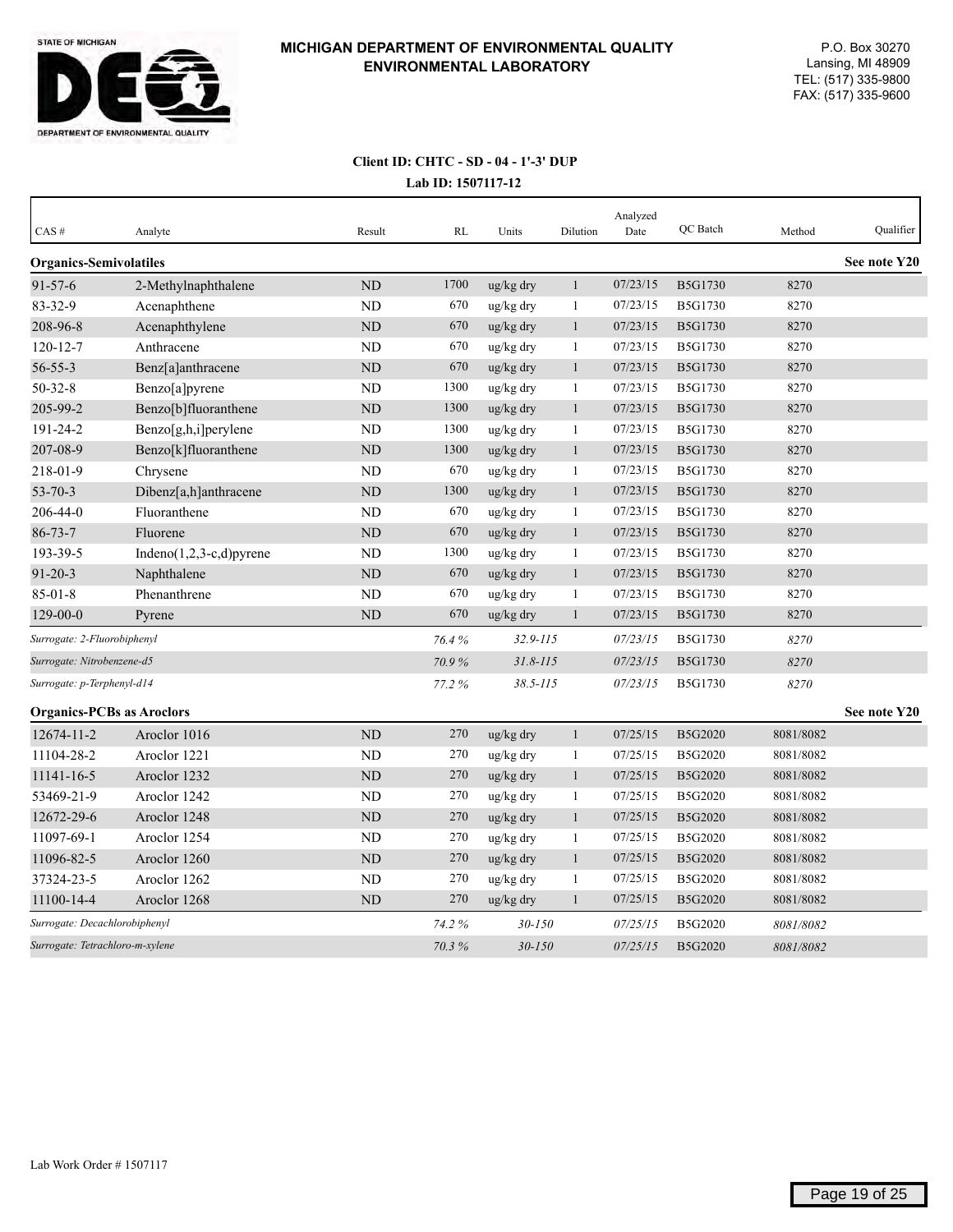**MICHIGAN DEPARTMENT OF ENVIRONMENTAL QUALITY**
**ENVIRONMENTAL LABORATORY**

P.O. Box 30270
Lansing, MI 48909
TEL: (517) 335-9800
FAX: (517) 335-9600

**Client ID: CHTC - SD - 04 - 1'-3' DUP**

**Lab ID: 1507117-12**

| CAS # | Analyte | Result | RL | Units | Dilution | Analyzed Date | QC Batch | Method | Qualifier |
|---|---|---|---|---|---|---|---|---|---|
| **Organics-Semivolatiles** | | | | | | | | | **See note Y20** |
| 91-57-6 | 2-Methylnaphthalene | ND | 1700 | ug/kg dry | 1 | 07/23/15 | B5G1730 | 8270 | |
| 83-32-9 | Acenaphthene | ND | 670 | ug/kg dry | 1 | 07/23/15 | B5G1730 | 8270 | |
| 208-96-8 | Acenaphthylene | ND | 670 | ug/kg dry | 1 | 07/23/15 | B5G1730 | 8270 | |
| 120-12-7 | Anthracene | ND | 670 | ug/kg dry | 1 | 07/23/15 | B5G1730 | 8270 | |
| 56-55-3 | Benz[a]anthracene | ND | 670 | ug/kg dry | 1 | 07/23/15 | B5G1730 | 8270 | |
| 50-32-8 | Benzo[a]pyrene | ND | 1300 | ug/kg dry | 1 | 07/23/15 | B5G1730 | 8270 | |
| 205-99-2 | Benzo[b]fluoranthene | ND | 1300 | ug/kg dry | 1 | 07/23/15 | B5G1730 | 8270 | |
| 191-24-2 | Benzo[g,h,i]perylene | ND | 1300 | ug/kg dry | 1 | 07/23/15 | B5G1730 | 8270 | |
| 207-08-9 | Benzo[k]fluoranthene | ND | 1300 | ug/kg dry | 1 | 07/23/15 | B5G1730 | 8270 | |
| 218-01-9 | Chrysene | ND | 670 | ug/kg dry | 1 | 07/23/15 | B5G1730 | 8270 | |
| 53-70-3 | Dibenz[a,h]anthracene | ND | 1300 | ug/kg dry | 1 | 07/23/15 | B5G1730 | 8270 | |
| 206-44-0 | Fluoranthene | ND | 670 | ug/kg dry | 1 | 07/23/15 | B5G1730 | 8270 | |
| 86-73-7 | Fluorene | ND | 670 | ug/kg dry | 1 | 07/23/15 | B5G1730 | 8270 | |
| 193-39-5 | Indeno(1,2,3-c,d)pyrene | ND | 1300 | ug/kg dry | 1 | 07/23/15 | B5G1730 | 8270 | |
| 91-20-3 | Naphthalene | ND | 670 | ug/kg dry | 1 | 07/23/15 | B5G1730 | 8270 | |
| 85-01-8 | Phenanthrene | ND | 670 | ug/kg dry | 1 | 07/23/15 | B5G1730 | 8270 | |
| 129-00-0 | Pyrene | ND | 670 | ug/kg dry | 1 | 07/23/15 | B5G1730 | 8270 | |
| *Surrogate: 2-Fluorobiphenyl* | | | *76.4 %* | *32.9-115* | | *07/23/15* | B5G1730 | *8270* | |
| *Surrogate: Nitrobenzene-d5* | | | *70.9 %* | *31.8-115* | | *07/23/15* | B5G1730 | *8270* | |
| *Surrogate: p-Terphenyl-d14* | | | *77.2 %* | *38.5-115* | | *07/23/15* | B5G1730 | *8270* | |
| **Organics-PCBs as Aroclors** | | | | | | | | | **See note Y20** |
| 12674-11-2 | Aroclor 1016 | ND | 270 | ug/kg dry | 1 | 07/25/15 | B5G2020 | 8081/8082 | |
| 11104-28-2 | Aroclor 1221 | ND | 270 | ug/kg dry | 1 | 07/25/15 | B5G2020 | 8081/8082 | |
| 11141-16-5 | Aroclor 1232 | ND | 270 | ug/kg dry | 1 | 07/25/15 | B5G2020 | 8081/8082 | |
| 53469-21-9 | Aroclor 1242 | ND | 270 | ug/kg dry | 1 | 07/25/15 | B5G2020 | 8081/8082 | |
| 12672-29-6 | Aroclor 1248 | ND | 270 | ug/kg dry | 1 | 07/25/15 | B5G2020 | 8081/8082 | |
| 11097-69-1 | Aroclor 1254 | ND | 270 | ug/kg dry | 1 | 07/25/15 | B5G2020 | 8081/8082 | |
| 11096-82-5 | Aroclor 1260 | ND | 270 | ug/kg dry | 1 | 07/25/15 | B5G2020 | 8081/8082 | |
| 37324-23-5 | Aroclor 1262 | ND | 270 | ug/kg dry | 1 | 07/25/15 | B5G2020 | 8081/8082 | |
| 11100-14-4 | Aroclor 1268 | ND | 270 | ug/kg dry | 1 | 07/25/15 | B5G2020 | 8081/8082 | |
| *Surrogate: Decachlorobiphenyl* | | | *74.2 %* | *30-150* | | *07/25/15* | B5G2020 | *8081/8082* | |
| *Surrogate: Tetrachloro-m-xylene* | | | *70.3 %* | *30-150* | | *07/25/15* | B5G2020 | *8081/8082* | |

Lab Work Order # 1507117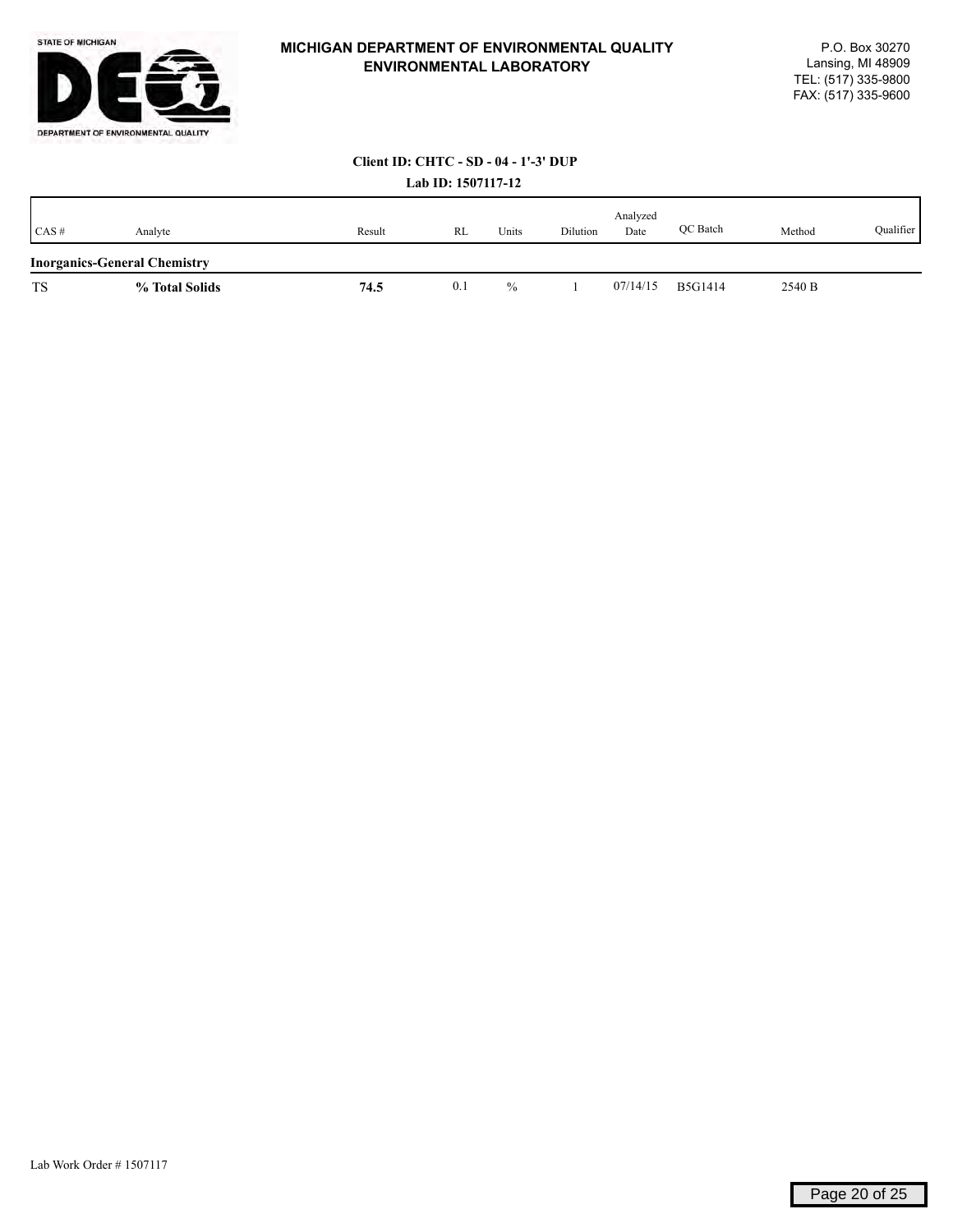**MICHIGAN DEPARTMENT OF ENVIRONMENTAL QUALITY**
**ENVIRONMENTAL LABORATORY**

P.O. Box 30270
Lansing, MI 48909
TEL: (517) 335-9800
FAX: (517) 335-9600

**Client ID: CHTC - SD - 04 - 1'-3' DUP**

**Lab ID: 1507117-12**

| CAS # | Analyte | Result | RL | Units | Dilution | Analyzed Date | QC Batch | Method | Qualifier |
|---|---|---|---|---|---|---|---|---|---|
| **Inorganics-General Chemistry** | | | | | | | | | |
| TS | **% Total Solids** | **74.5** | 0.1 | % | 1 | 07/14/15 | B5G1414 | 2540 B | |

Lab Work Order # 1507117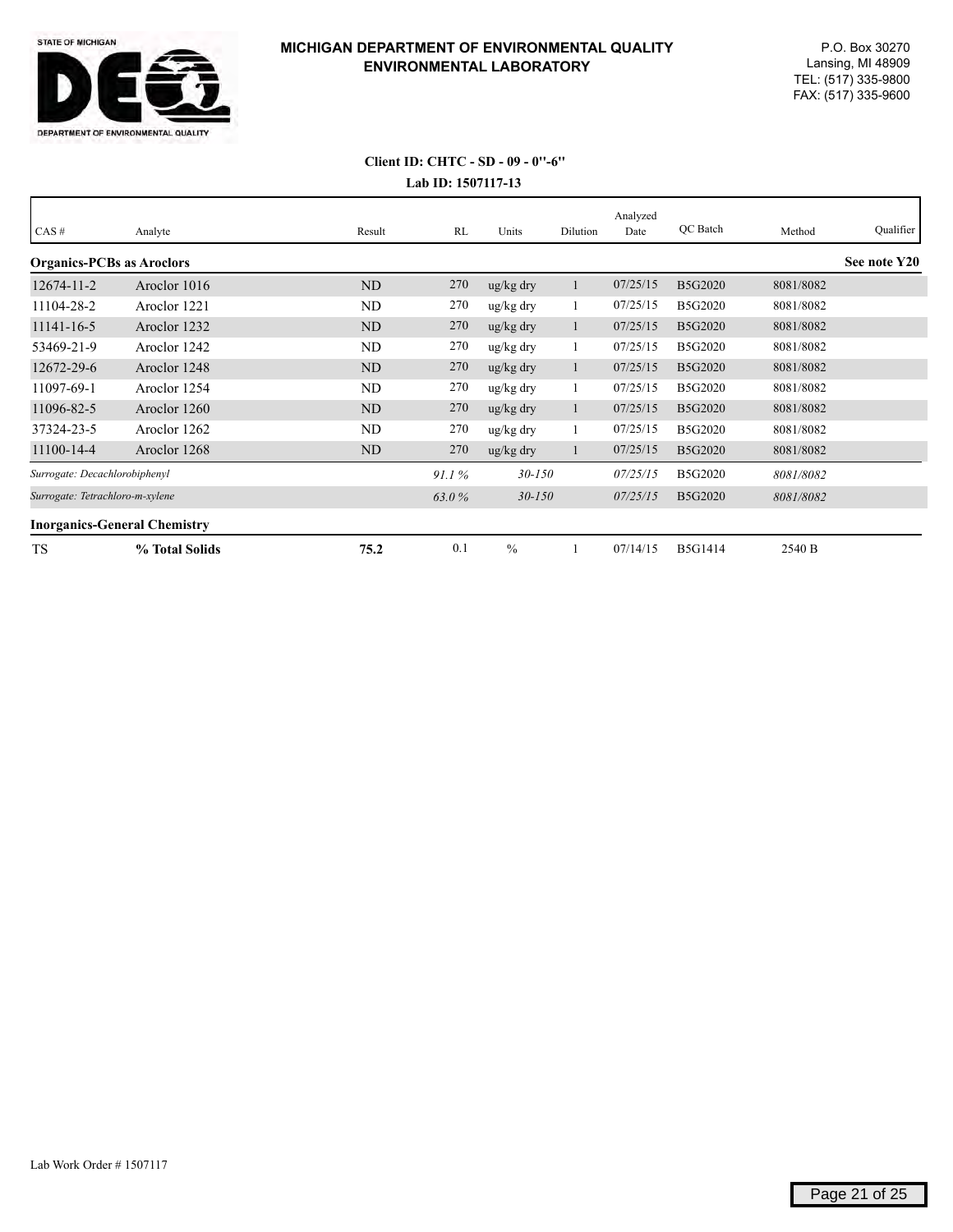# MICHIGAN DEPARTMENT OF ENVIRONMENTAL QUALITY
## ENVIRONMENTAL LABORATORY

P.O. Box 30270
Lansing, MI 48909
TEL: (517) 335-9800
FAX: (517) 335-9600

**Client ID: CHTC - SD - 09 - 0"-6"**

**Lab ID: 1507117-13**

| CAS # | Analyte | Result | RL | Units | Dilution | Analyzed Date | QC Batch | Method | Qualifier |
|---|---|---|---|---|---|---|---|---|---|
| **Organics-PCBs as Aroclors** | | | | | | | | | **See note Y20** |
| 12674-11-2 | Aroclor 1016 | ND | 270 | ug/kg dry | 1 | 07/25/15 | B5G2020 | 8081/8082 | |
| 11104-28-2 | Aroclor 1221 | ND | 270 | ug/kg dry | 1 | 07/25/15 | B5G2020 | 8081/8082 | |
| 11141-16-5 | Aroclor 1232 | ND | 270 | ug/kg dry | 1 | 07/25/15 | B5G2020 | 8081/8082 | |
| 53469-21-9 | Aroclor 1242 | ND | 270 | ug/kg dry | 1 | 07/25/15 | B5G2020 | 8081/8082 | |
| 12672-29-6 | Aroclor 1248 | ND | 270 | ug/kg dry | 1 | 07/25/15 | B5G2020 | 8081/8082 | |
| 11097-69-1 | Aroclor 1254 | ND | 270 | ug/kg dry | 1 | 07/25/15 | B5G2020 | 8081/8082 | |
| 11096-82-5 | Aroclor 1260 | ND | 270 | ug/kg dry | 1 | 07/25/15 | B5G2020 | 8081/8082 | |
| 37324-23-5 | Aroclor 1262 | ND | 270 | ug/kg dry | 1 | 07/25/15 | B5G2020 | 8081/8082 | |
| 11100-14-4 | Aroclor 1268 | ND | 270 | ug/kg dry | 1 | 07/25/15 | B5G2020 | 8081/8082 | |
| *Surrogate: Decachlorobiphenyl* | | | *91.1 %* | *30-150* | | *07/25/15* | B5G2020 | *8081/8082* | |
| *Surrogate: Tetrachloro-m-xylene* | | | *63.0 %* | *30-150* | | *07/25/15* | B5G2020 | *8081/8082* | |
| **Inorganics-General Chemistry** | | | | | | | | | |
| TS | **% Total Solids** | **75.2** | 0.1 | % | 1 | 07/14/15 | B5G1414 | 2540 B | |

Lab Work Order # 1507117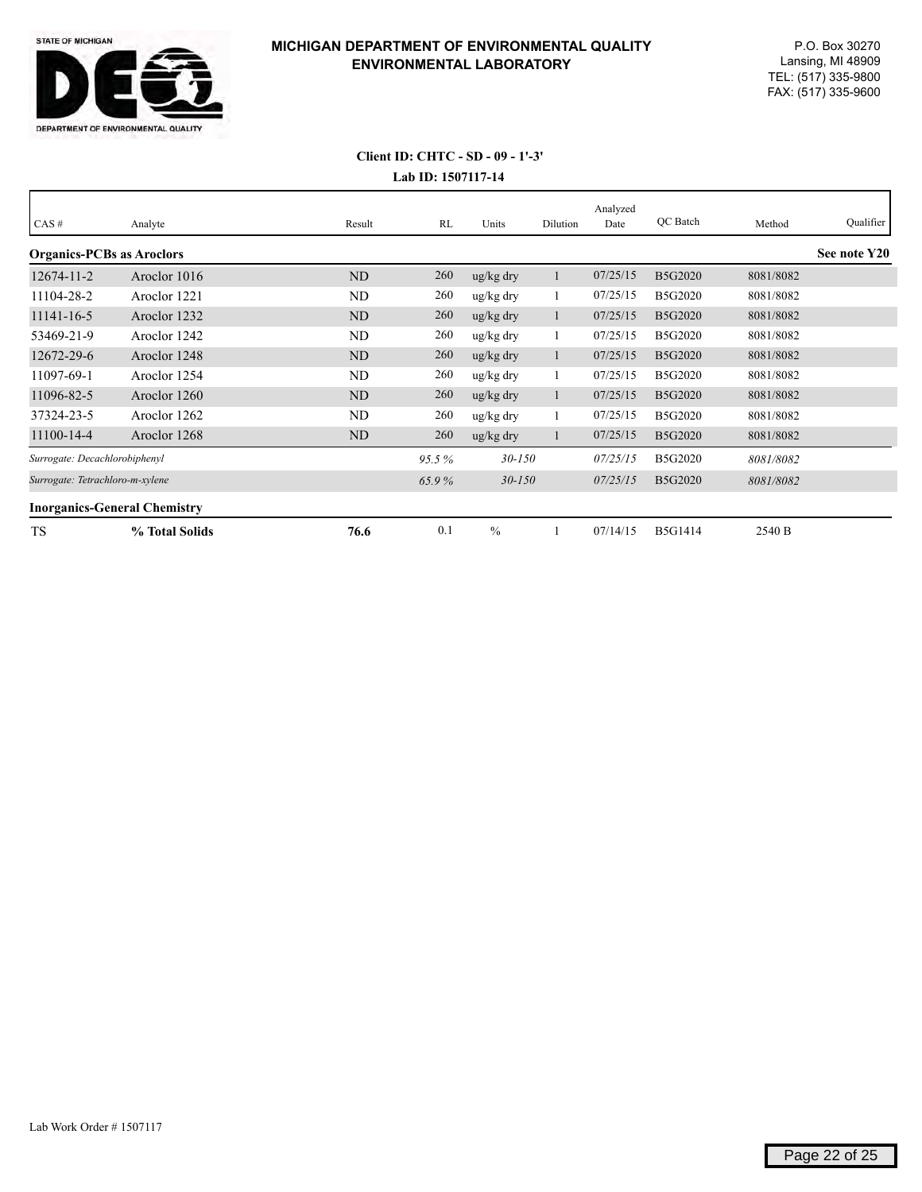**MICHIGAN DEPARTMENT OF ENVIRONMENTAL QUALITY**
**ENVIRONMENTAL LABORATORY**

STATE OF MICHIGAN
DEPARTMENT OF ENVIRONMENTAL QUALITY

P.O. Box 30270
Lansing, MI 48909
TEL: (517) 335-9800
FAX: (517) 335-9600

**Client ID: CHTC - SD - 09 - 1'-3'**

**Lab ID: 1507117-14**

| CAS # | Analyte | Result | RL | Units | Dilution | Analyzed Date | QC Batch | Method | Qualifier |
|---|---|---|---|---|---|---|---|---|---|
| **Organics-PCBs as Aroclors** | | | | | | | | | **See note Y20** |
| 12674-11-2 | Aroclor 1016 | ND | 260 | ug/kg dry | 1 | 07/25/15 | B5G2020 | 8081/8082 | |
| 11104-28-2 | Aroclor 1221 | ND | 260 | ug/kg dry | 1 | 07/25/15 | B5G2020 | 8081/8082 | |
| 11141-16-5 | Aroclor 1232 | ND | 260 | ug/kg dry | 1 | 07/25/15 | B5G2020 | 8081/8082 | |
| 53469-21-9 | Aroclor 1242 | ND | 260 | ug/kg dry | 1 | 07/25/15 | B5G2020 | 8081/8082 | |
| 12672-29-6 | Aroclor 1248 | ND | 260 | ug/kg dry | 1 | 07/25/15 | B5G2020 | 8081/8082 | |
| 11097-69-1 | Aroclor 1254 | ND | 260 | ug/kg dry | 1 | 07/25/15 | B5G2020 | 8081/8082 | |
| 11096-82-5 | Aroclor 1260 | ND | 260 | ug/kg dry | 1 | 07/25/15 | B5G2020 | 8081/8082 | |
| 37324-23-5 | Aroclor 1262 | ND | 260 | ug/kg dry | 1 | 07/25/15 | B5G2020 | 8081/8082 | |
| 11100-14-4 | Aroclor 1268 | ND | 260 | ug/kg dry | 1 | 07/25/15 | B5G2020 | 8081/8082 | |
| *Surrogate: Decachlorobiphenyl* | | | *95.5 %* | *30-150* | | *07/25/15* | B5G2020 | *8081/8082* | |
| *Surrogate: Tetrachloro-m-xylene* | | | *65.9 %* | *30-150* | | *07/25/15* | B5G2020 | *8081/8082* | |
| **Inorganics-General Chemistry** | | | | | | | | | |
| TS | **% Total Solids** | **76.6** | 0.1 | % | 1 | 07/14/15 | B5G1414 | 2540 B | |

Lab Work Order # 1507117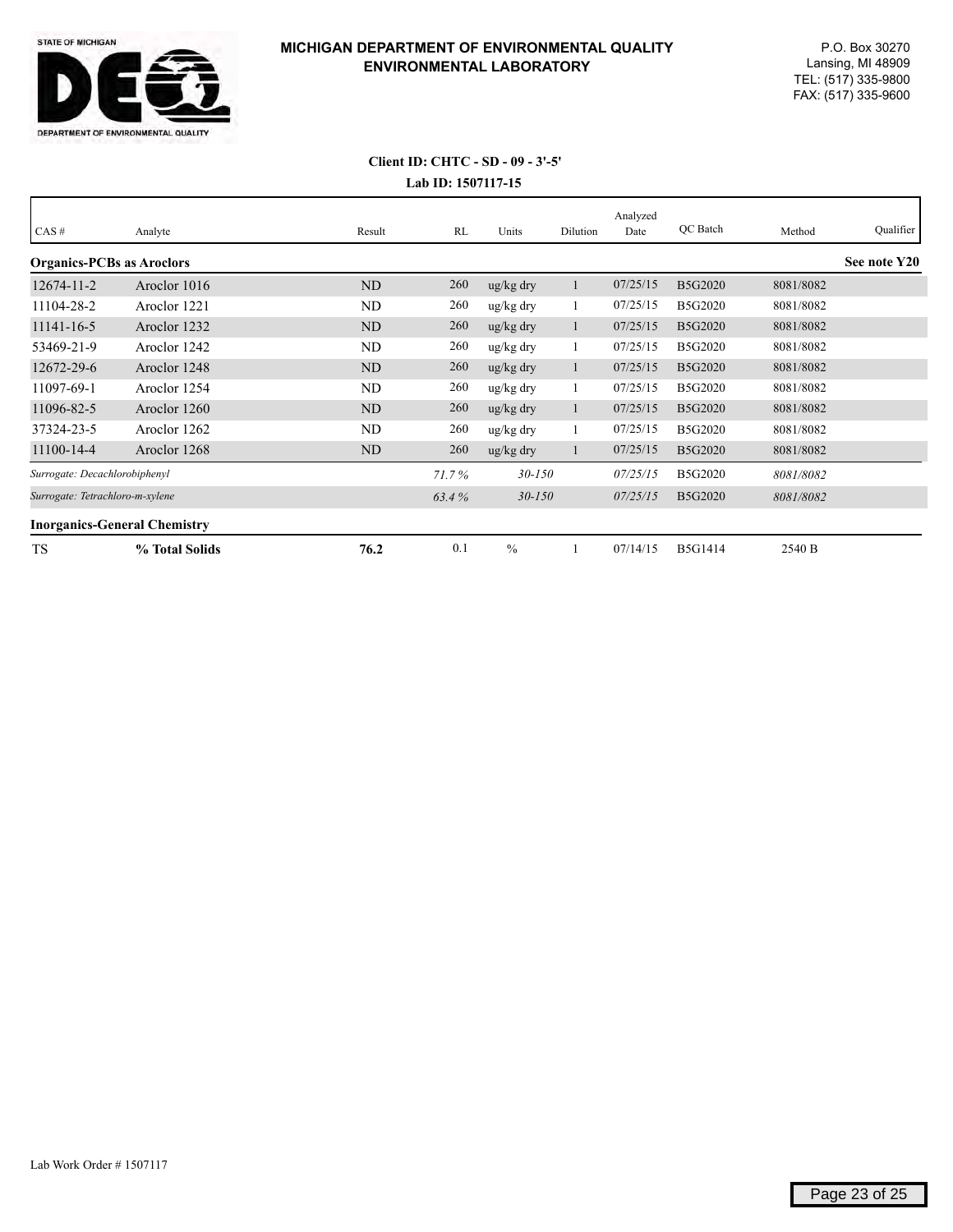# MICHIGAN DEPARTMENT OF ENVIRONMENTAL QUALITY
## ENVIRONMENTAL LABORATORY

P.O. Box 30270
Lansing, MI 48909
TEL: (517) 335-9800
FAX: (517) 335-9600

**Client ID: CHTC - SD - 09 - 3'-5'**

**Lab ID: 1507117-15**

| CAS # | Analyte | Result | RL | Units | Dilution | Analyzed Date | QC Batch | Method | Qualifier |
|---|---|---|---|---|---|---|---|---|---|
| **Organics-PCBs as Aroclors** | | | | | | | | | **See note Y20** |
| 12674-11-2 | Aroclor 1016 | ND | 260 | ug/kg dry | 1 | 07/25/15 | B5G2020 | 8081/8082 | |
| 11104-28-2 | Aroclor 1221 | ND | 260 | ug/kg dry | 1 | 07/25/15 | B5G2020 | 8081/8082 | |
| 11141-16-5 | Aroclor 1232 | ND | 260 | ug/kg dry | 1 | 07/25/15 | B5G2020 | 8081/8082 | |
| 53469-21-9 | Aroclor 1242 | ND | 260 | ug/kg dry | 1 | 07/25/15 | B5G2020 | 8081/8082 | |
| 12672-29-6 | Aroclor 1248 | ND | 260 | ug/kg dry | 1 | 07/25/15 | B5G2020 | 8081/8082 | |
| 11097-69-1 | Aroclor 1254 | ND | 260 | ug/kg dry | 1 | 07/25/15 | B5G2020 | 8081/8082 | |
| 11096-82-5 | Aroclor 1260 | ND | 260 | ug/kg dry | 1 | 07/25/15 | B5G2020 | 8081/8082 | |
| 37324-23-5 | Aroclor 1262 | ND | 260 | ug/kg dry | 1 | 07/25/15 | B5G2020 | 8081/8082 | |
| 11100-14-4 | Aroclor 1268 | ND | 260 | ug/kg dry | 1 | 07/25/15 | B5G2020 | 8081/8082 | |
| *Surrogate: Decachlorobiphenyl* | | | *71.7 %* | *30-150* | | *07/25/15* | B5G2020 | *8081/8082* | |
| *Surrogate: Tetrachloro-m-xylene* | | | *63.4 %* | *30-150* | | *07/25/15* | B5G2020 | *8081/8082* | |
| **Inorganics-General Chemistry** | | | | | | | | | |
| TS | **% Total Solids** | **76.2** | 0.1 | % | 1 | 07/14/15 | B5G1414 | 2540 B | |

Lab Work Order # 1507117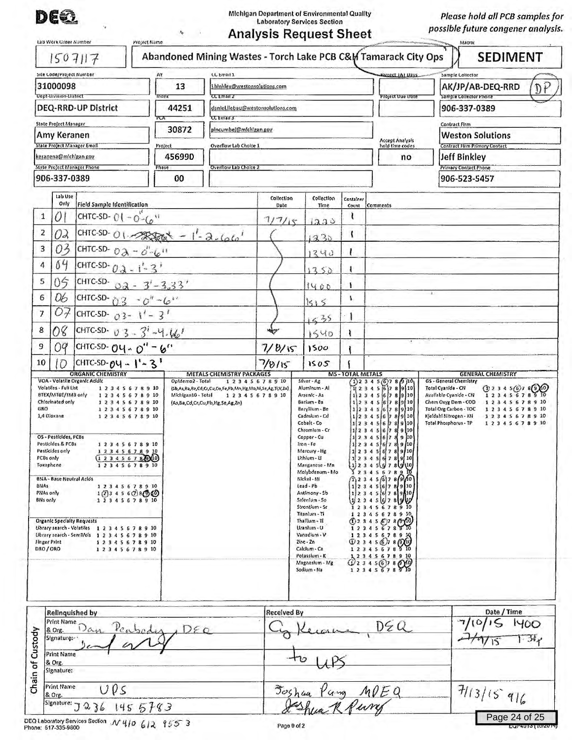**DEQ**

Michigan Department of Environmental Quality
Laboratory Services Section

# Analysis Request Sheet

*Please hold all PCB samples for possible future congener analysis.*

| Field | Value |
|---|---|
| Lab Work Order Number | 1507117 |
| Project Name | Abandoned Mining Wastes - Torch Lake PCB C&H Tamarack City Ops |
| Matrix | SEDIMENT |
| Site Code/Project Number | 31000098 |
| AY | 13 |
| CC Email 1 | 1binkley@westonsolutions.com |
| Project TAT Days | |
| Sample Collector | AK/JP/AB-DEQ-RRD (DP) |
| Dept-Division-District | DEQ-RRD-UP District |
| Index | 44251 |
| CC Email 2 | daniel.llebau@westonsolutions.com |
| Project Due Date | |
| Sample Collector Phone | 906-337-0389 |
| State Project Manager | Amy Keranen |
| PCA | 30872 |
| CC Email 3 | pincumbej@michigan.gov |
| Contract Firm | Weston Solutions |
| State Project Manager Email | keranena@michigan.gov |
| Project | 456990 |
| Overflow Lab Choice 1 | |
| Accept Analysis hold time codes | no |
| Contract Firm Primary Contact | Jeff Binkley |
| State Project Manager Phone | 906-337-0389 |
| Phase | 00 |
| Overflow Lab Choice 2 | |
| Primary Contact Phone | 906-523-5457 |

| # | Lab Use Only | Field Sample Identification | Collection Date | Collection Time | Container Count | Comments |
|---|---|---|---|---|---|---|
| 1 | 01 | CHTC-SD-01-0"-6" | 7/7/15 | 1220 | 1 | |
| 2 | 02 | CHTC-SD-01-1'-2.66' | | 1230 | 1 | |
| 3 | 03 | CHTC-SD-02-0"-6" | | 1340 | 1 | |
| 4 | 04 | CHTC-SD-02-1'-3' | | 1350 | 1 | |
| 5 | 05 | CHTC-SD-02-3'-3.33' | | 1400 | 1 | |
| 6 | 06 | CHTC-SD-03-0"-6" | | 1515 | 1 | |
| 7 | 07 | CHTC-SD-03-1'-3' | | 1535 | 1 | |
| 8 | 08 | CHTC-SD-03-3'-4.66' | ↓ | 1540 | 1 | |
| 9 | 09 | CHTC-SD-04-0"-6" | 7/8/15 | 1500 | 1 | |
| 10 | 10 | CHTC-SD-04-1'-3' | 7/8/15 | 1505 | 1 | |

## ORGANIC CHEMISTRY

**VOA - Volatile Organic Acidic**
- Volatiles - Full List 1 2 3 4 5 6 7 8 9 10
- BTEX/MTBE/TMB only 1 2 3 4 5 6 7 8 9 10
- Chlorinated only 1 2 3 4 5 6 7 8 9 10
- GRO 1 2 3 4 5 6 7 8 9 10
- 1,4 Dioxane 1 2 3 4 5 6 7 8 9 10

**OS - Pesticides, PCBs**
- Pesticides & PCBs 1 2 3 4 5 6 7 8 9 10
- Pesticides only 1 2 3 4 5 6 7 8 9 10
- PCBs only (1 2 3 4 5 6 7 8 9 10) — circled
- Toxaphene 1 2 3 4 5 6 7 8 9 10

**BNA - Base Neutral Acids**
- BNAs 1 2 3 4 5 6 7 8 9 10
- PNAs only 1 (2) 3 4 5 6 (7) 8 (9) (10)
- BNs only 1 2 3 4 5 6 7 8 9 10

**Organic Specialty Requests**
- Library search - Volatiles 1 2 3 4 5 6 7 8 9 10
- Library search - SemiVols 1 2 3 4 5 6 7 8 9 10
- Finger Print 1 2 3 4 5 6 7 8 9 10
- DRO / ORO 1 2 3 4 5 6 7 8 9 10

## METALS CHEMISTRY PACKAGES

- OpMemo2 - Total (Sb,As,Ba,Be,Cd,Cr,Cu,Co,Fe,Pb,Mn,Hg,Mo,Ni,Se,Ag,Tl,V,Zn) 1 2 3 4 5 6 7 8 9 10
- Michigan10 - Total (As,Ba,Cd,Cr,Cu,Pb,Hg,Se,Ag,Zn) 1 2 3 4 5 6 7 8 9 10

## MS - TOTAL METALS

- Silver - Ag (1) 2 3 4 5 (6) 7 8 (9) (10)
- Aluminum - Al (1 2 3 4 5 6 7 8 9 10)
- Arsenic - As (1 2 3 4 5 6 7 8 9 10)
- Barium - Ba (1 2 3 4 5 6 7 8 9 10)
- Beryllium - Be (1 2 3 4 5 6 7 8 9 10)
- Cadmium - Cd (1 2 3 4 5 6 7 8 9 10)
- Cobalt - Co (1 2 3 4 5 6 7 8 9 10)
- Chromium - Cr (1 2 3 4 5 6 7 8 9 10)
- Copper - Cu (1 2 3 4 5 6 7 8 9 10)
- Iron - Fe (1 2 3 4 5 6 7 8 9 10)
- Mercury - Hg (1 2 3 4 5 6 7 8 9 10)
- Lithium - Li (1 2 3 4 5 6 7 8 9 10)
- Manganese - Mn (1 2 3 4 5 6 7 8 9 10)
- Molybdenum - Mo 1 2 3 4 5 6 7 8 9 10
- Nickel - Ni (1 2 3 4 5 6 7 8 9 10)
- Lead - Pb (1 2 3 4 5 6 7 8 9 10)
- Antimony - Sb (1 2 3 4 5 6 7 8 9 10)
- Selenium - Se (1 2 3 4 5 6 7 8 9 10)
- Strontium - Sr 1 2 3 4 5 6 7 8 9 10
- Titanium - Ti 1 2 3 4 5 6 7 8 9 10
- Thallium - Tl (1) 2 3 4 5 (6) 7 8 (9) (10)
- Uranium - U 1 2 3 4 5 6 7 8 9 10
- Vanadium - V 1 2 3 4 5 6 7 8 9 10
- Zinc - Zn (1) 2 3 4 5 (6) 7 8 (9) (10)
- Calcium - Ca 1 2 3 4 5 6 7 8 9 10
- Potassium - K 1 2 3 4 5 6 7 8 9 10
- Magnesium - Mg (1) 2 3 4 5 (6) 7 8 (9) (10)
- Sodium - Na 1 2 3 4 5 6 7 8 9 10

## GENERAL CHEMISTRY

**GS - General Chemistry**
- Total Cyanide - CN (1) 2 3 4 5 (6) 7 8 (9) (10)
- Available Cyanide - CN 1 2 3 4 5 6 7 8 9 10
- Chem Oxyg Dem - COD 1 2 3 4 5 6 7 8 9 10
- Total Org Carbon - TOC 1 2 3 4 5 6 7 8 9 10
- Kjeldahl Nitrogen - KN 1 2 3 4 5 6 7 8 9 10
- Total Phosphorus - TP 1 2 3 4 5 6 7 8 9 10

## Chain of Custody

| Relinquished by | Received By | Date / Time |
|---|---|---|
| Print Name & Org.: Dan Peabody, DEQ<br>Signature: [signature] | Cy Keranen, DEQ | 7/10/15 1400 |
| Print Name & Org.:<br>Signature: | to UPS | 7/9/15 1:36 |
| Print Name & Org.: UPS<br>Signature: 1Z36 145 5783 | Joshua Pung MDEQ<br>[signature] | 7/13/15 916 |

DEQ Laboratory Services Section N 410 612 955 3
Phone: 517-335-9800

Page 9 of 2

EQP4013 (10/2014)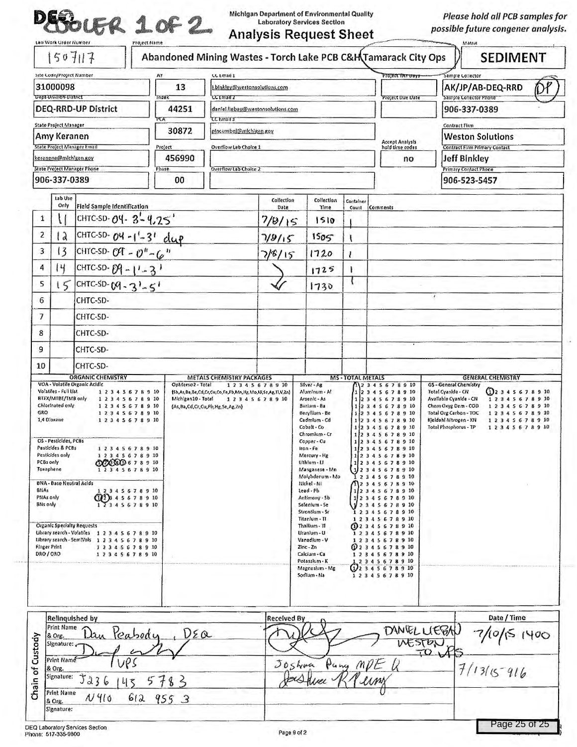DEQ COOLER 1 OF 2

Michigan Department of Environmental Quality
Laboratory Services Section

# Analysis Request Sheet

*Please hold all PCB samples for possible future congener analysis.*

| Lab Work Order Number | Project Name | Matrix |
|---|---|---|
| 1507117 | Abandoned Mining Wastes - Torch Lake PCB C&H Tamarack City Ops | SEDIMENT |

| | | | | |
|---|---|---|---|---|
| Site Code/Project Number: 31000098 | AY: 13 | CC Email 1: j.binkley@westonsolutions.com | Project TAT Days: | Sample Collector: AK/JP/AB-DEQ-RRD (DP) |
| Dept-Division-District: DEQ-RRD-UP District | Index: 44251 | CC Email 2: daniel.liebau@westonsolutions.com | Project Due Date: | Sample Collector Phone: 906-337-0389 |
| State Project Manager: Amy Keranen | PCA: 30872 | CC Email 3: pincumbej@michigan.gov | | Contract Firm: Weston Solutions |
| State Project Manager Email: keranena@michigan.gov | Project: 456990 | Overflow Lab Choice 1: | Accept Analysis hold time codes: no | Contract Firm Primary Contact: Jeff Binkley |
| State Project Manager Phone: 906-337-0389 | Phase: 00 | Overflow Lab Choice 2: | | Primary Contact Phone: 906-523-5457 |

| | Lab Use Only | Field Sample Identification | Collection Date | Collection Time | Container Count | Comments |
|---|---|---|---|---|---|---|
| 1 | 11 | CHTC-SD- 04- 3'-4.25' | 7/8/15 | 1510 | 1 | |
| 2 | 12 | CHTC-SD- 04 -1'-3' dup | 7/8/15 | 1505 | 1 | |
| 3 | 13 | CHTC-SD- 09 - 0"-6" | 7/8/15 | 1720 | 1 | |
| 4 | 14 | CHTC-SD- 09 - 1'-3' | | 1725 | 1 | |
| 5 | 15 | CHTC-SD- 09 - 3'-5' | | 1730 | 1 | |
| 6 | | CHTC-SD- | | | | |
| 7 | | CHTC-SD- | | | | |
| 8 | | CHTC-SD- | | | | |
| 9 | | CHTC-SD- | | | | |
| 10 | | CHTC-SD- | | | | |

## ORGANIC CHEMISTRY

VOA - Volatile Organic Acidic
- Volatiles - Full List 1 2 3 4 5 6 7 8 9 10
- BTEX/MTBE/TMB only 1 2 3 4 5 6 7 8 9 10
- Chlorinated only 1 2 3 4 5 6 7 8 9 10
- GRO 1 2 3 4 5 6 7 8 9 10
- 1,4 Dioxane 1 2 3 4 5 6 7 8 9 10

OS - Pesticides, PCBs
- Pesticides & PCBs 1 2 3 4 5 6 7 8 9 10
- Pesticides only 1 2 3 4 5 6 7 8 9 10
- PCBs only (1)(2)(3)(4)(5) 6 7 8 9 10
- Toxaphene 1 2 3 4 5 6 7 8 9 10

BNA - Base Neutral Acids
- BNAs 1 2 3 4 5 6 7 8 9 10
- PNAs only (1)(2)(3) 4 5 6 7 8 9 10
- BNs only 1 2 3 4 5 6 7 8 9 10

Organic Specialty Requests
- Library search - Volatiles 1 2 3 4 5 6 7 8 9 10
- Library search - SemiVols 1 2 3 4 5 6 7 8 9 10
- Finger Print 1 2 3 4 5 6 7 8 9 10
- DRO / ORO 1 2 3 4 5 6 7 8 9 10

## METALS CHEMISTRY PACKAGES

- OpMemo2 - Total 1 2 3 4 5 6 7 8 9 10 (Sb,As,Ba,Be,Cd,Cr,Cu,Co,Fe,Pb,Mn,Hg,Mo,Ni,Se,Ag,Tl,V,Zn)
- Michigan10 - Total 1 2 3 4 5 6 7 8 9 10 (As,Ba,Cd,Cr,Cu,Pb,Hg,Se,Ag,Zn)

## MS - TOTAL METALS

(Items bracketed with (1) circled: Silver through Manganese, Nickel through Selenium)

- Silver - Ag (1) 2 3 4 5 6 7 8 9 10
- Aluminum - Al 1 2 3 4 5 6 7 8 9 10
- Arsenic - As 1 2 3 4 5 6 7 8 9 10
- Barium - Ba 1 2 3 4 5 6 7 8 9 10
- Beryllium - Be 1 2 3 4 5 6 7 8 9 10
- Cadmium - Cd 1 2 3 4 5 6 7 8 9 10
- Cobalt - Co 1 2 3 4 5 6 7 8 9 10
- Chromium - Cr 1 2 3 4 5 6 7 8 9 10
- Copper - Cu 1 2 3 4 5 6 7 8 9 10
- Iron - Fe 1 2 3 4 5 6 7 8 9 10
- Mercury - Hg 1 2 3 4 5 6 7 8 9 10
- Lithium - Li 1 2 3 4 5 6 7 8 9 10
- Manganese - Mn 1 2 3 4 5 6 7 8 9 10
- Molybdenum - Mo 1 2 3 4 5 6 7 8 9 10
- Nickel - Ni (1) 2 3 4 5 6 7 8 9 10
- Lead - Pb 1 2 3 4 5 6 7 8 9 10
- Antimony - Sb 1 2 3 4 5 6 7 8 9 10
- Selenium - Se 1 2 3 4 5 6 7 8 9 10
- Strontium - Sr 1 2 3 4 5 6 7 8 9 10
- Titanium - Ti 1 2 3 4 5 6 7 8 9 10
- Thallium - Tl (1) 2 3 4 5 6 7 8 9 10
- Uranium - U 1 2 3 4 5 6 7 8 9 10
- Vanadium - V 1 2 3 4 5 6 7 8 9 10
- Zinc - Zn (1) 2 3 4 5 6 7 8 9 10
- Calcium - Ca 1 2 3 4 5 6 7 8 9 10
- Potassium - K 1 2 3 4 5 6 7 8 9 10
- Magnesium - Mg (1) 2 3 4 5 6 7 8 9 10
- Sodium - Na 1 2 3 4 5 6 7 8 9 10

## GENERAL CHEMISTRY

GS - General Chemistry
- Total Cyanide - CN (1) 2 3 4 5 6 7 8 9 10
- Available Cyanide - CN 1 2 3 4 5 6 7 8 9 10
- Chem Oxyg Dem - COD 1 2 3 4 5 6 7 8 9 10
- Total Org Carbon - TOC 1 2 3 4 5 6 7 8 9 10
- Kjeldahl Nitrogen - KN 1 2 3 4 5 6 7 8 9 10
- Total Phosphorus - TP 1 2 3 4 5 6 7 8 9 10

## Chain of Custody

| Relinquished by | Received By | Date / Time |
|---|---|---|
| Print Name & Org.: Dan Peabody, DEQ / Signature: (signed) | (signed) DANIEL LIEBAU WESTON TO UPS | 7/10/15 1400 |
| Print Name & Org.: UPS / Signature: J236 143 5783 | Joshua Pung MDE Q / (signed) Joshua R Pung | 7/13/15 916 |
| Print Name & Org.: N410 612 955 3 / Signature: | | |

DEQ Laboratory Services Section
Phone: 517-335-9800